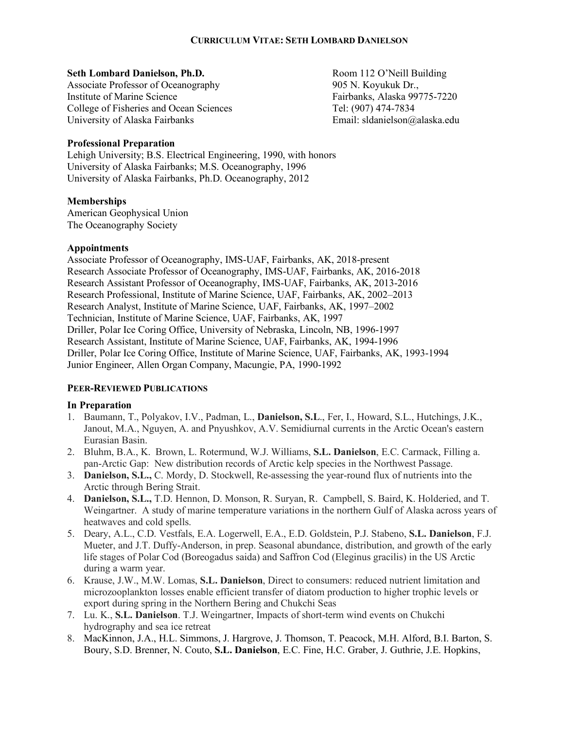## CURRICULUM VITAE: SETH LOMBARD DANIELSON

**Seth Lombard Danielson, Ph.D.**
Associate Professor of Oceanography
Institute of Marine Science
College of Fisheries and Ocean Sciences
University of Alaska Fairbanks

Room 112 O'Neill Building
905 N. Koyukuk Dr.,
Fairbanks, Alaska 99775-7220
Tel: (907) 474-7834
Email: sldanielson@alaska.edu

### Professional Preparation

Lehigh University; B.S. Electrical Engineering, 1990, with honors
University of Alaska Fairbanks; M.S. Oceanography, 1996
University of Alaska Fairbanks, Ph.D. Oceanography, 2012

### Memberships

American Geophysical Union
The Oceanography Society

### Appointments

Associate Professor of Oceanography, IMS-UAF, Fairbanks, AK, 2018-present
Research Associate Professor of Oceanography, IMS-UAF, Fairbanks, AK, 2016-2018
Research Assistant Professor of Oceanography, IMS-UAF, Fairbanks, AK, 2013-2016
Research Professional, Institute of Marine Science, UAF, Fairbanks, AK, 2002–2013
Research Analyst, Institute of Marine Science, UAF, Fairbanks, AK, 1997–2002
Technician, Institute of Marine Science, UAF, Fairbanks, AK, 1997
Driller, Polar Ice Coring Office, University of Nebraska, Lincoln, NB, 1996-1997
Research Assistant, Institute of Marine Science, UAF, Fairbanks, AK, 1994-1996
Driller, Polar Ice Coring Office, Institute of Marine Science, UAF, Fairbanks, AK, 1993-1994
Junior Engineer, Allen Organ Company, Macungie, PA, 1990-1992

## PEER-REVIEWED PUBLICATIONS

### In Preparation

1. Baumann, T., Polyakov, I.V., Padman, L., **Danielson, S.L**., Fer, I., Howard, S.L., Hutchings, J.K., Janout, M.A., Nguyen, A. and Pnyushkov, A.V. Semidiurnal currents in the Arctic Ocean's eastern Eurasian Basin.
2. Bluhm, B.A., K. Brown, L. Rotermund, W.J. Williams, **S.L. Danielson**, E.C. Carmack, Filling a. pan-Arctic Gap: New distribution records of Arctic kelp species in the Northwest Passage.
3. **Danielson, S.L.,** C. Mordy, D. Stockwell, Re-assessing the year-round flux of nutrients into the Arctic through Bering Strait.
4. **Danielson, S.L.,** T.D. Hennon, D. Monson, R. Suryan, R. Campbell, S. Baird, K. Holderied, and T. Weingartner. A study of marine temperature variations in the northern Gulf of Alaska across years of heatwaves and cold spells.
5. Deary, A.L., C.D. Vestfals, E.A. Logerwell, E.A., E.D. Goldstein, P.J. Stabeno, **S.L. Danielson**, F.J. Mueter, and J.T. Duffy-Anderson, in prep. Seasonal abundance, distribution, and growth of the early life stages of Polar Cod (Boreogadus saida) and Saffron Cod (Eleginus gracilis) in the US Arctic during a warm year.
6. Krause, J.W., M.W. Lomas, **S.L. Danielson**, Direct to consumers: reduced nutrient limitation and microzooplankton losses enable efficient transfer of diatom production to higher trophic levels or export during spring in the Northern Bering and Chukchi Seas
7. Lu. K., **S.L. Danielson**. T.J. Weingartner, Impacts of short-term wind events on Chukchi hydrography and sea ice retreat
8. MacKinnon, J.A., H.L. Simmons, J. Hargrove, J. Thomson, T. Peacock, M.H. Alford, B.I. Barton, S. Boury, S.D. Brenner, N. Couto, **S.L. Danielson**, E.C. Fine, H.C. Graber, J. Guthrie, J.E. Hopkins,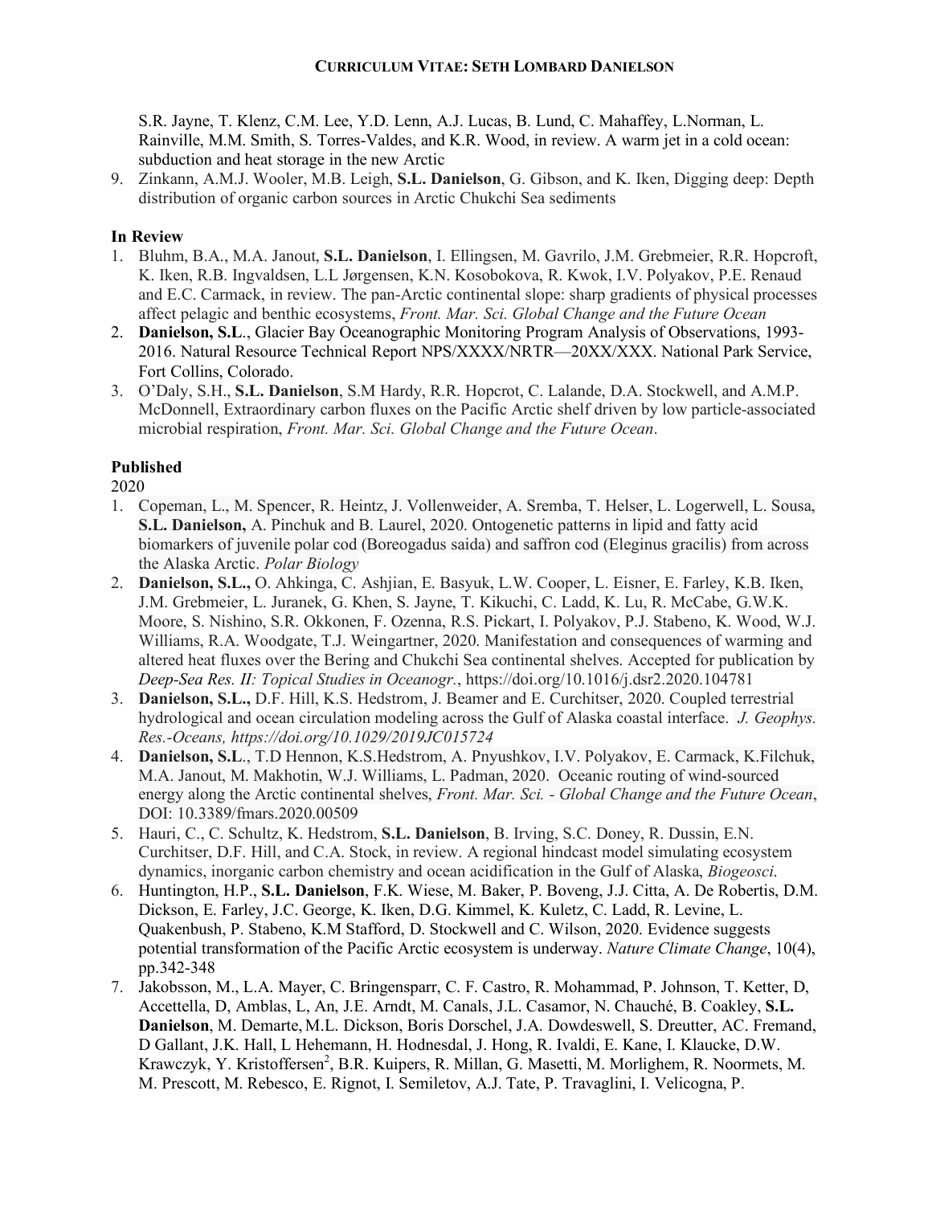S.R. Jayne, T. Klenz, C.M. Lee, Y.D. Lenn, A.J. Lucas, B. Lund, C. Mahaffey, L.Norman, L. Rainville, M.M. Smith, S. Torres-Valdes, and K.R. Wood, in review. A warm jet in a cold ocean: subduction and heat storage in the new Arctic

9. Zinkann, A.M.J. Wooler, M.B. Leigh, **S.L. Danielson**, G. Gibson, and K. Iken, Digging deep: Depth distribution of organic carbon sources in Arctic Chukchi Sea sediments

**In Review**

1. Bluhm, B.A., M.A. Janout, **S.L. Danielson**, I. Ellingsen, M. Gavrilo, J.M. Grebmeier, R.R. Hopcroft, K. Iken, R.B. Ingvaldsen, L.L Jørgensen, K.N. Kosobokova, R. Kwok, I.V. Polyakov, P.E. Renaud and E.C. Carmack, in review. The pan-Arctic continental slope: sharp gradients of physical processes affect pelagic and benthic ecosystems, *Front. Mar. Sci. Global Change and the Future Ocean*
2. **Danielson, S.L**., Glacier Bay Oceanographic Monitoring Program Analysis of Observations, 1993-2016. Natural Resource Technical Report NPS/XXXX/NRTR—20XX/XXX. National Park Service, Fort Collins, Colorado.
3. O'Daly, S.H., **S.L. Danielson**, S.M Hardy, R.R. Hopcrot, C. Lalande, D.A. Stockwell, and A.M.P. McDonnell, Extraordinary carbon fluxes on the Pacific Arctic shelf driven by low particle-associated microbial respiration, *Front. Mar. Sci. Global Change and the Future Ocean*.

**Published**

2020

1. Copeman, L., M. Spencer, R. Heintz, J. Vollenweider, A. Sremba, T. Helser, L. Logerwell, L. Sousa, **S.L. Danielson,** A. Pinchuk and B. Laurel, 2020. Ontogenetic patterns in lipid and fatty acid biomarkers of juvenile polar cod (Boreogadus saida) and saffron cod (Eleginus gracilis) from across the Alaska Arctic. *Polar Biology*
2. **Danielson, S.L.,** O. Ahkinga, C. Ashjian, E. Basyuk, L.W. Cooper, L. Eisner, E. Farley, K.B. Iken, J.M. Grebmeier, L. Juranek, G. Khen, S. Jayne, T. Kikuchi, C. Ladd, K. Lu, R. McCabe, G.W.K. Moore, S. Nishino, S.R. Okkonen, F. Ozenna, R.S. Pickart, I. Polyakov, P.J. Stabeno, K. Wood, W.J. Williams, R.A. Woodgate, T.J. Weingartner, 2020. Manifestation and consequences of warming and altered heat fluxes over the Bering and Chukchi Sea continental shelves. Accepted for publication by *Deep-Sea Res. II: Topical Studies in Oceanogr.*, https://doi.org/10.1016/j.dsr2.2020.104781
3. **Danielson, S.L.,** D.F. Hill, K.S. Hedstrom, J. Beamer and E. Curchitser, 2020. Coupled terrestrial hydrological and ocean circulation modeling across the Gulf of Alaska coastal interface. *J. Geophys. Res.-Oceans, https://doi.org/10.1029/2019JC015724*
4. **Danielson, S.L**., T.D Hennon, K.S.Hedstrom, A. Pnyushkov, I.V. Polyakov, E. Carmack, K.Filchuk, M.A. Janout, M. Makhotin, W.J. Williams, L. Padman, 2020. Oceanic routing of wind-sourced energy along the Arctic continental shelves, *Front. Mar. Sci. - Global Change and the Future Ocean*, DOI: 10.3389/fmars.2020.00509
5. Hauri, C., C. Schultz, K. Hedstrom, **S.L. Danielson**, B. Irving, S.C. Doney, R. Dussin, E.N. Curchitser, D.F. Hill, and C.A. Stock, in review. A regional hindcast model simulating ecosystem dynamics, inorganic carbon chemistry and ocean acidification in the Gulf of Alaska, *Biogeosci.*
6. Huntington, H.P., **S.L. Danielson**, F.K. Wiese, M. Baker, P. Boveng, J.J. Citta, A. De Robertis, D.M. Dickson, E. Farley, J.C. George, K. Iken, D.G. Kimmel, K. Kuletz, C. Ladd, R. Levine, L. Quakenbush, P. Stabeno, K.M Stafford, D. Stockwell and C. Wilson, 2020. Evidence suggests potential transformation of the Pacific Arctic ecosystem is underway. *Nature Climate Change*, 10(4), pp.342-348
7. Jakobsson, M., L.A. Mayer, C. Bringensparr, C. F. Castro, R. Mohammad, P. Johnson, T. Ketter, D, Accettella, D, Amblas, L, An, J.E. Arndt, M. Canals, J.L. Casamor, N. Chauché, B. Coakley, **S.L. Danielson**, M. Demarte, M.L. Dickson, Boris Dorschel, J.A. Dowdeswell, S. Dreutter, AC. Fremand, D Gallant, J.K. Hall, L Hehemann, H. Hodnesdal, J. Hong, R. Ivaldi, E. Kane, I. Klaucke, D.W. Krawczyk, Y. Kristoffersen[2], B.R. Kuipers, R. Millan, G. Masetti, M. Morlighem, R. Noormets, M. M. Prescott, M. Rebesco, E. Rignot, I. Semiletov, A.J. Tate, P. Travaglini, I. Velicogna, P.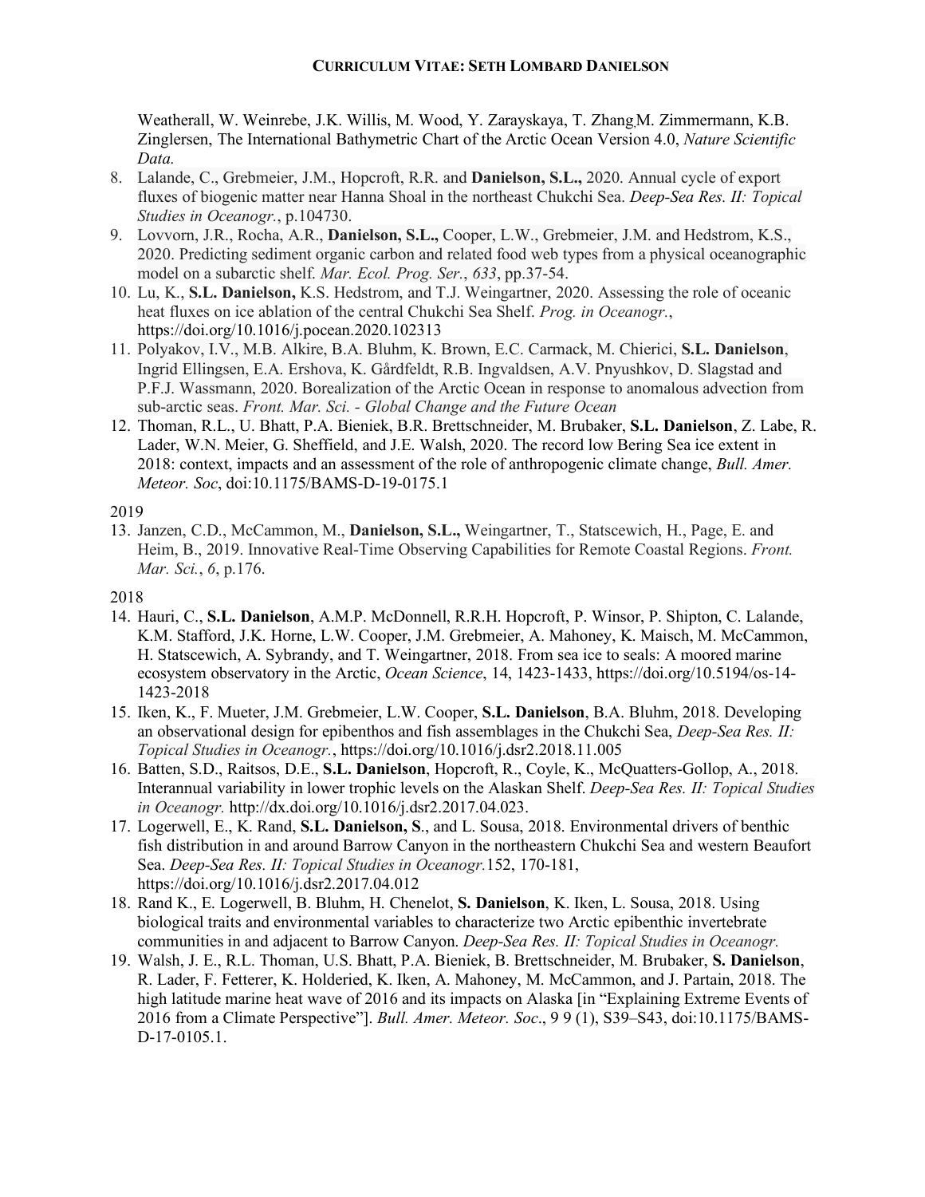Weatherall, W. Weinrebe, J.K. Willis, M. Wood, Y. Zarayskaya, T. Zhang,M. Zimmermann, K.B. Zinglersen, The International Bathymetric Chart of the Arctic Ocean Version 4.0, *Nature Scientific Data.*

8. Lalande, C., Grebmeier, J.M., Hopcroft, R.R. and **Danielson, S.L.,** 2020. Annual cycle of export fluxes of biogenic matter near Hanna Shoal in the northeast Chukchi Sea. *Deep-Sea Res. II: Topical Studies in Oceanogr.*, p.104730.
9. Lovvorn, J.R., Rocha, A.R., **Danielson, S.L.,** Cooper, L.W., Grebmeier, J.M. and Hedstrom, K.S., 2020. Predicting sediment organic carbon and related food web types from a physical oceanographic model on a subarctic shelf. *Mar. Ecol. Prog. Ser.*, *633*, pp.37-54.
10. Lu, K., **S.L. Danielson,** K.S. Hedstrom, and T.J. Weingartner, 2020. Assessing the role of oceanic heat fluxes on ice ablation of the central Chukchi Sea Shelf. *Prog. in Oceanogr.*, https://doi.org/10.1016/j.pocean.2020.102313
11. Polyakov, I.V., M.B. Alkire, B.A. Bluhm, K. Brown, E.C. Carmack, M. Chierici, **S.L. Danielson**, Ingrid Ellingsen, E.A. Ershova, K. Gårdfeldt, R.B. Ingvaldsen, A.V. Pnyushkov, D. Slagstad and P.F.J. Wassmann, 2020. Borealization of the Arctic Ocean in response to anomalous advection from sub-arctic seas. *Front. Mar. Sci. - Global Change and the Future Ocean*
12. Thoman, R.L., U. Bhatt, P.A. Bieniek, B.R. Brettschneider, M. Brubaker, **S.L. Danielson**, Z. Labe, R. Lader, W.N. Meier, G. Sheffield, and J.E. Walsh, 2020. The record low Bering Sea ice extent in 2018: context, impacts and an assessment of the role of anthropogenic climate change, *Bull. Amer. Meteor. Soc*, doi:10.1175/BAMS-D-19-0175.1

2019

13. Janzen, C.D., McCammon, M., **Danielson, S.L.,** Weingartner, T., Statscewich, H., Page, E. and Heim, B., 2019. Innovative Real-Time Observing Capabilities for Remote Coastal Regions. *Front. Mar. Sci.*, *6*, p.176.

2018

14. Hauri, C., **S.L. Danielson**, A.M.P. McDonnell, R.R.H. Hopcroft, P. Winsor, P. Shipton, C. Lalande, K.M. Stafford, J.K. Horne, L.W. Cooper, J.M. Grebmeier, A. Mahoney, K. Maisch, M. McCammon, H. Statscewich, A. Sybrandy, and T. Weingartner, 2018. From sea ice to seals: A moored marine ecosystem observatory in the Arctic, *Ocean Science*, 14, 1423-1433, https://doi.org/10.5194/os-14-1423-2018
15. Iken, K., F. Mueter, J.M. Grebmeier, L.W. Cooper, **S.L. Danielson**, B.A. Bluhm, 2018. Developing an observational design for epibenthos and fish assemblages in the Chukchi Sea, *Deep-Sea Res. II: Topical Studies in Oceanogr.*, https://doi.org/10.1016/j.dsr2.2018.11.005
16. Batten, S.D., Raitsos, D.E., **S.L. Danielson**, Hopcroft, R., Coyle, K., McQuatters-Gollop, A., 2018. Interannual variability in lower trophic levels on the Alaskan Shelf. *Deep-Sea Res. II: Topical Studies in Oceanogr.* http://dx.doi.org/10.1016/j.dsr2.2017.04.023.
17. Logerwell, E., K. Rand, **S.L. Danielson, S**., and L. Sousa, 2018. Environmental drivers of benthic fish distribution in and around Barrow Canyon in the northeastern Chukchi Sea and western Beaufort Sea. *Deep-Sea Res. II: Topical Studies in Oceanogr.*152, 170-181, https://doi.org/10.1016/j.dsr2.2017.04.012
18. Rand K., E. Logerwell, B. Bluhm, H. Chenelot, **S. Danielson**, K. Iken, L. Sousa, 2018. Using biological traits and environmental variables to characterize two Arctic epibenthic invertebrate communities in and adjacent to Barrow Canyon. *Deep-Sea Res. II: Topical Studies in Oceanogr.*
19. Walsh, J. E., R.L. Thoman, U.S. Bhatt, P.A. Bieniek, B. Brettschneider, M. Brubaker, **S. Danielson**, R. Lader, F. Fetterer, K. Holderied, K. Iken, A. Mahoney, M. McCammon, and J. Partain, 2018. The high latitude marine heat wave of 2016 and its impacts on Alaska [in "Explaining Extreme Events of 2016 from a Climate Perspective"]. *Bull. Amer. Meteor. Soc*., 9 9 (1), S39–S43, doi:10.1175/BAMS-D-17-0105.1.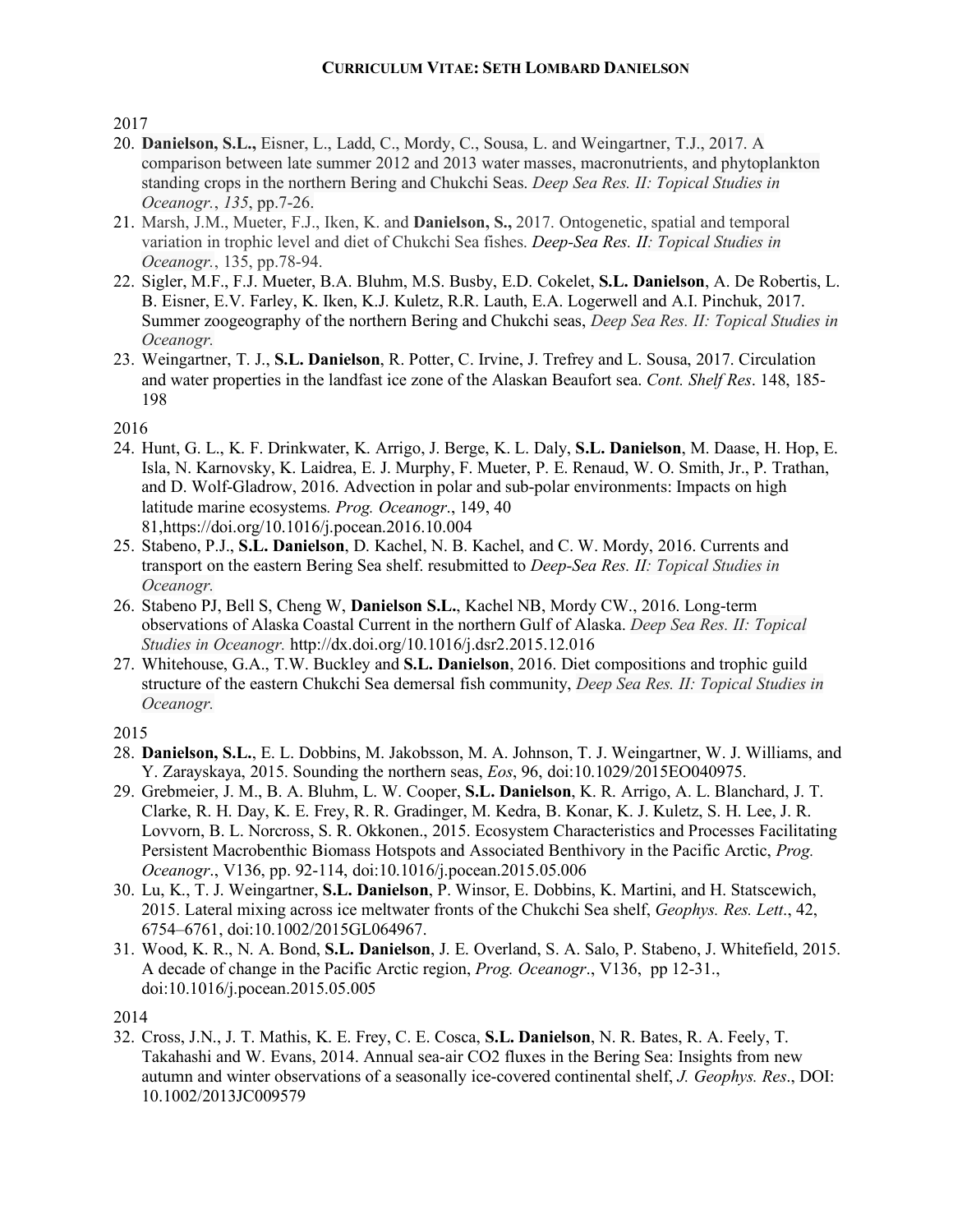2017

20. **Danielson, S.L.,** Eisner, L., Ladd, C., Mordy, C., Sousa, L. and Weingartner, T.J., 2017. A comparison between late summer 2012 and 2013 water masses, macronutrients, and phytoplankton standing crops in the northern Bering and Chukchi Seas. *Deep Sea Res. II: Topical Studies in Oceanogr.*, *135*, pp.7-26.
21. Marsh, J.M., Mueter, F.J., Iken, K. and **Danielson, S.,** 2017. Ontogenetic, spatial and temporal variation in trophic level and diet of Chukchi Sea fishes. *Deep-Sea Res. II: Topical Studies in Oceanogr.*, 135, pp.78-94.
22. Sigler, M.F., F.J. Mueter, B.A. Bluhm, M.S. Busby, E.D. Cokelet, **S.L. Danielson**, A. De Robertis, L. B. Eisner, E.V. Farley, K. Iken, K.J. Kuletz, R.R. Lauth, E.A. Logerwell and A.I. Pinchuk, 2017. Summer zoogeography of the northern Bering and Chukchi seas, *Deep Sea Res. II: Topical Studies in Oceanogr.*
23. Weingartner, T. J., **S.L. Danielson**, R. Potter, C. Irvine, J. Trefrey and L. Sousa, 2017. Circulation and water properties in the landfast ice zone of the Alaskan Beaufort sea. *Cont. Shelf Res*. 148, 185-198

2016

24. Hunt, G. L., K. F. Drinkwater, K. Arrigo, J. Berge, K. L. Daly, **S.L. Danielson**, M. Daase, H. Hop, E. Isla, N. Karnovsky, K. Laidrea, E. J. Murphy, F. Mueter, P. E. Renaud, W. O. Smith, Jr., P. Trathan, and D. Wolf-Gladrow, 2016. Advection in polar and sub-polar environments: Impacts on high latitude marine ecosystems*. Prog. Oceanogr*., 149, 40 81,https://doi.org/10.1016/j.pocean.2016.10.004
25. Stabeno, P.J., **S.L. Danielson**, D. Kachel, N. B. Kachel, and C. W. Mordy, 2016. Currents and transport on the eastern Bering Sea shelf. resubmitted to *Deep-Sea Res. II: Topical Studies in Oceanogr.*
26. Stabeno PJ, Bell S, Cheng W, **Danielson S.L.**, Kachel NB, Mordy CW., 2016. Long-term observations of Alaska Coastal Current in the northern Gulf of Alaska. *Deep Sea Res. II: Topical Studies in Oceanogr.* http://dx.doi.org/10.1016/j.dsr2.2015.12.016
27. Whitehouse, G.A., T.W. Buckley and **S.L. Danielson**, 2016. Diet compositions and trophic guild structure of the eastern Chukchi Sea demersal fish community, *Deep Sea Res. II: Topical Studies in Oceanogr.*

2015

28. **Danielson, S.L.**, E. L. Dobbins, M. Jakobsson, M. A. Johnson, T. J. Weingartner, W. J. Williams, and Y. Zarayskaya, 2015. Sounding the northern seas, *Eos*, 96, doi:10.1029/2015EO040975.
29. Grebmeier, J. M., B. A. Bluhm, L. W. Cooper, **S.L. Danielson**, K. R. Arrigo, A. L. Blanchard, J. T. Clarke, R. H. Day, K. E. Frey, R. R. Gradinger, M. Kedra, B. Konar, K. J. Kuletz, S. H. Lee, J. R. Lovvorn, B. L. Norcross, S. R. Okkonen., 2015. Ecosystem Characteristics and Processes Facilitating Persistent Macrobenthic Biomass Hotspots and Associated Benthivory in the Pacific Arctic, *Prog. Oceanogr*., V136, pp. 92-114, doi:10.1016/j.pocean.2015.05.006
30. Lu, K., T. J. Weingartner, **S.L. Danielson**, P. Winsor, E. Dobbins, K. Martini, and H. Statscewich, 2015. Lateral mixing across ice meltwater fronts of the Chukchi Sea shelf, *Geophys. Res. Lett*., 42, 6754–6761, doi:10.1002/2015GL064967.
31. Wood, K. R., N. A. Bond, **S.L. Danielson**, J. E. Overland, S. A. Salo, P. Stabeno, J. Whitefield, 2015. A decade of change in the Pacific Arctic region, *Prog. Oceanogr*., V136, pp 12-31., doi:10.1016/j.pocean.2015.05.005

2014

32. Cross, J.N., J. T. Mathis, K. E. Frey, C. E. Cosca, **S.L. Danielson**, N. R. Bates, R. A. Feely, T. Takahashi and W. Evans, 2014. Annual sea-air CO2 fluxes in the Bering Sea: Insights from new autumn and winter observations of a seasonally ice-covered continental shelf, *J. Geophys. Res*., DOI: 10.1002/2013JC009579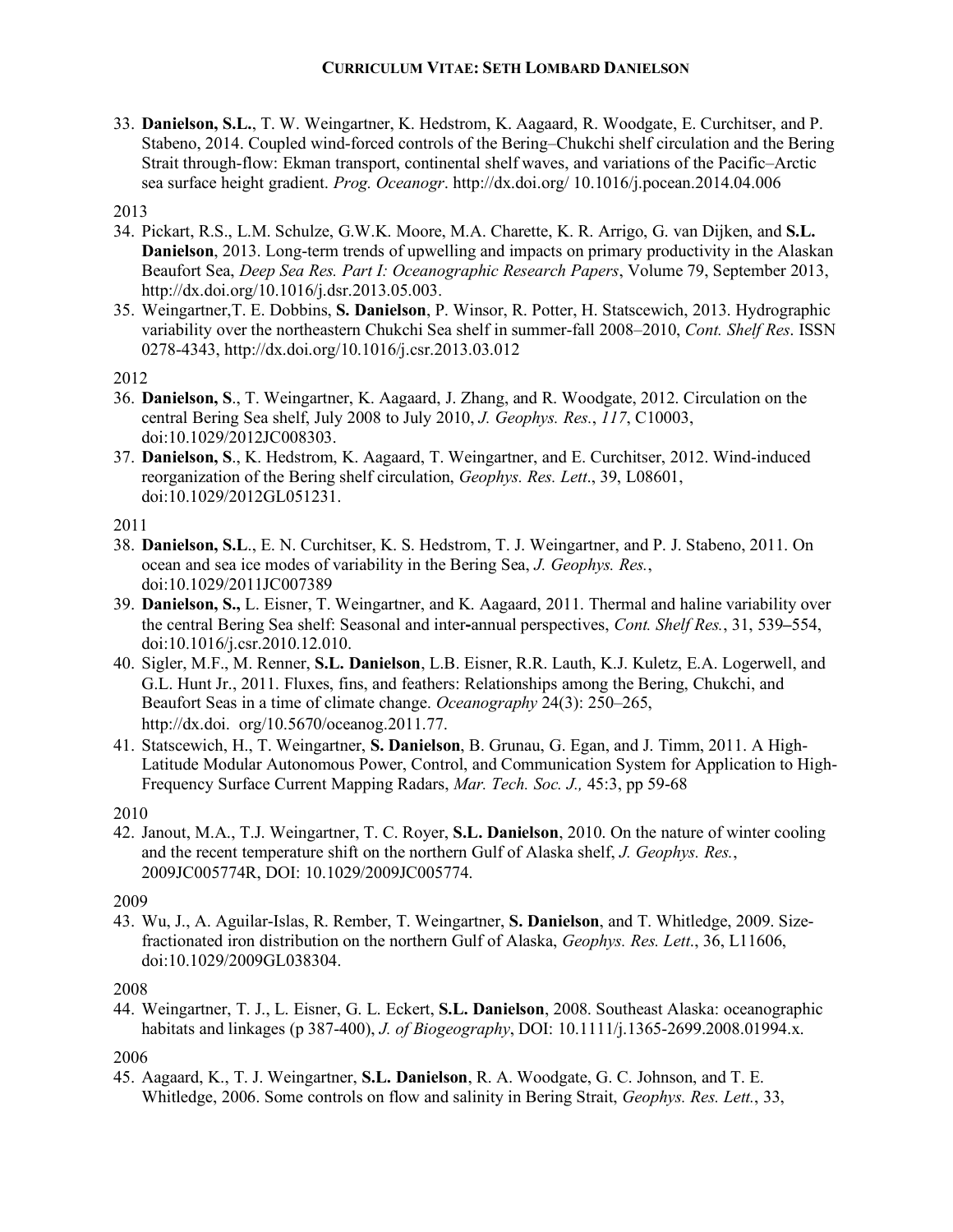33. **Danielson, S.L.**, T. W. Weingartner, K. Hedstrom, K. Aagaard, R. Woodgate, E. Curchitser, and P. Stabeno, 2014. Coupled wind-forced controls of the Bering–Chukchi shelf circulation and the Bering Strait through-flow: Ekman transport, continental shelf waves, and variations of the Pacific–Arctic sea surface height gradient. *Prog. Oceanogr*. http://dx.doi.org/ 10.1016/j.pocean.2014.04.006

2013

34. Pickart, R.S., L.M. Schulze, G.W.K. Moore, M.A. Charette, K. R. Arrigo, G. van Dijken, and **S.L. Danielson**, 2013. Long-term trends of upwelling and impacts on primary productivity in the Alaskan Beaufort Sea, *Deep Sea Res. Part I: Oceanographic Research Papers*, Volume 79, September 2013, http://dx.doi.org/10.1016/j.dsr.2013.05.003.
35. Weingartner,T. E. Dobbins, **S. Danielson**, P. Winsor, R. Potter, H. Statscewich, 2013. Hydrographic variability over the northeastern Chukchi Sea shelf in summer-fall 2008–2010, *Cont. Shelf Res*. ISSN 0278-4343, http://dx.doi.org/10.1016/j.csr.2013.03.012

2012

36. **Danielson, S**., T. Weingartner, K. Aagaard, J. Zhang, and R. Woodgate, 2012. Circulation on the central Bering Sea shelf, July 2008 to July 2010, *J. Geophys. Res.*, *117*, C10003, doi:10.1029/2012JC008303.
37. **Danielson, S**., K. Hedstrom, K. Aagaard, T. Weingartner, and E. Curchitser, 2012. Wind-induced reorganization of the Bering shelf circulation, *Geophys. Res. Lett*., 39, L08601, doi:10.1029/2012GL051231.

2011

38. **Danielson, S.L**., E. N. Curchitser, K. S. Hedstrom, T. J. Weingartner, and P. J. Stabeno, 2011. On ocean and sea ice modes of variability in the Bering Sea, *J. Geophys. Res.*, doi:10.1029/2011JC007389
39. **Danielson, S.,** L. Eisner, T. Weingartner, and K. Aagaard, 2011. Thermal and haline variability over the central Bering Sea shelf: Seasonal and inter-annual perspectives, *Cont. Shelf Res.*, 31, 539–554, doi:10.1016/j.csr.2010.12.010.
40. Sigler, M.F., M. Renner, **S.L. Danielson**, L.B. Eisner, R.R. Lauth, K.J. Kuletz, E.A. Logerwell, and G.L. Hunt Jr., 2011. Fluxes, fins, and feathers: Relationships among the Bering, Chukchi, and Beaufort Seas in a time of climate change. *Oceanography* 24(3): 250–265, http://dx.doi. org/10.5670/oceanog.2011.77.
41. Statscewich, H., T. Weingartner, **S. Danielson**, B. Grunau, G. Egan, and J. Timm, 2011. A High-Latitude Modular Autonomous Power, Control, and Communication System for Application to High-Frequency Surface Current Mapping Radars, *Mar. Tech. Soc. J.,* 45:3, pp 59-68

2010

42. Janout, M.A., T.J. Weingartner, T. C. Royer, **S.L. Danielson**, 2010. On the nature of winter cooling and the recent temperature shift on the northern Gulf of Alaska shelf, *J. Geophys. Res.*, 2009JC005774R, DOI: 10.1029/2009JC005774.

2009

43. Wu, J., A. Aguilar-Islas, R. Rember, T. Weingartner, **S. Danielson**, and T. Whitledge, 2009. Size-fractionated iron distribution on the northern Gulf of Alaska, *Geophys. Res. Lett*., 36, L11606, doi:10.1029/2009GL038304.

2008

44. Weingartner, T. J., L. Eisner, G. L. Eckert, **S.L. Danielson**, 2008. Southeast Alaska: oceanographic habitats and linkages (p 387-400), *J. of Biogeography*, DOI: 10.1111/j.1365-2699.2008.01994.x.

2006

45. Aagaard, K., T. J. Weingartner, **S.L. Danielson**, R. A. Woodgate, G. C. Johnson, and T. E. Whitledge, 2006. Some controls on flow and salinity in Bering Strait, *Geophys. Res. Lett.*, 33,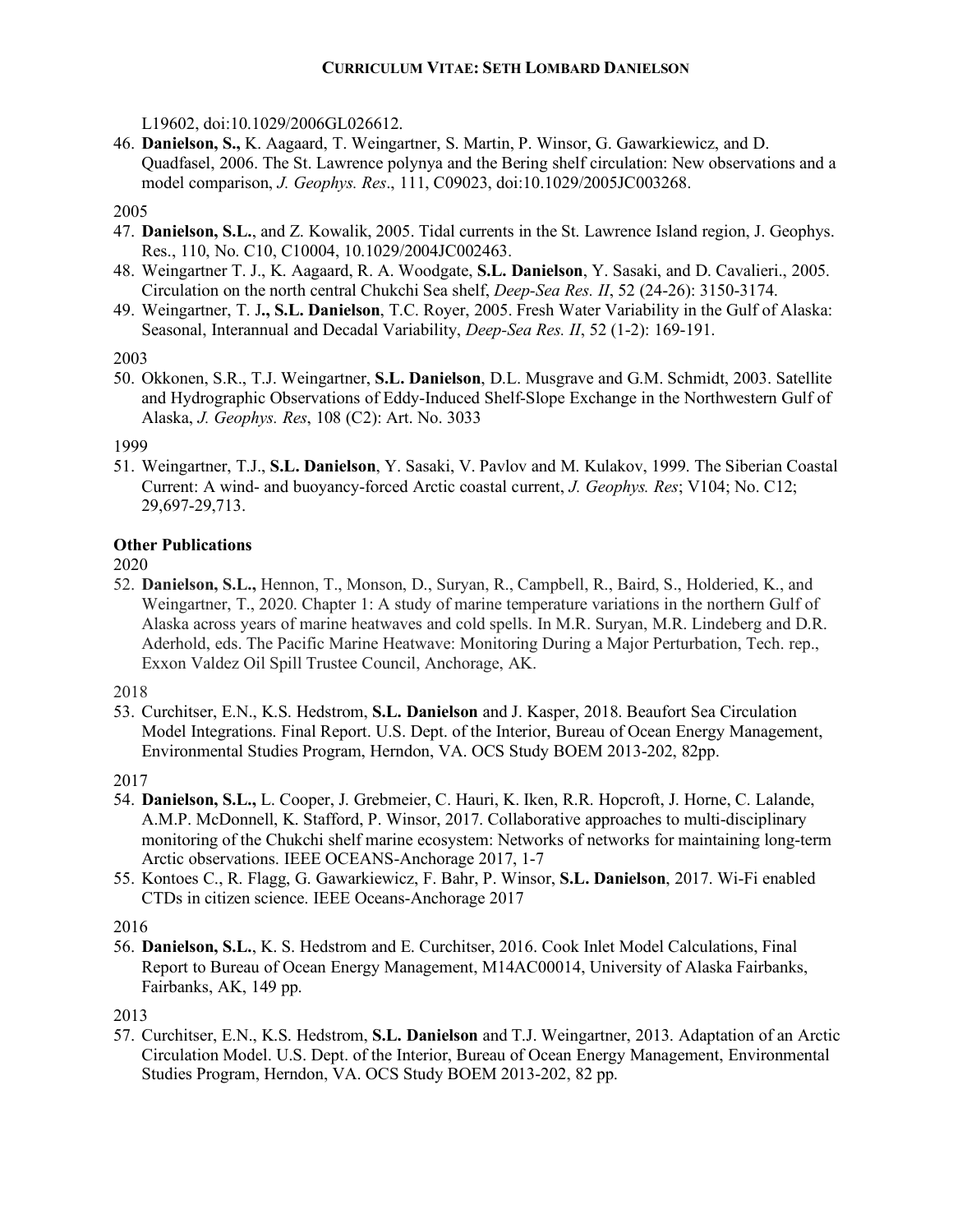L19602, doi:10.1029/2006GL026612.

46. **Danielson, S.,** K. Aagaard, T. Weingartner, S. Martin, P. Winsor, G. Gawarkiewicz, and D. Quadfasel, 2006. The St. Lawrence polynya and the Bering shelf circulation: New observations and a model comparison, *J. Geophys. Res*., 111, C09023, doi:10.1029/2005JC003268.

2005

47. **Danielson, S.L.**, and Z. Kowalik, 2005. Tidal currents in the St. Lawrence Island region, J. Geophys. Res., 110, No. C10, C10004, 10.1029/2004JC002463.
48. Weingartner T. J., K. Aagaard, R. A. Woodgate, **S.L. Danielson**, Y. Sasaki, and D. Cavalieri., 2005. Circulation on the north central Chukchi Sea shelf, *Deep-Sea Res. II*, 52 (24-26): 3150-3174.
49. Weingartner, T. J**., S.L. Danielson**, T.C. Royer, 2005. Fresh Water Variability in the Gulf of Alaska: Seasonal, Interannual and Decadal Variability, *Deep-Sea Res. II*, 52 (1-2): 169-191.

2003

50. Okkonen, S.R., T.J. Weingartner, **S.L. Danielson**, D.L. Musgrave and G.M. Schmidt, 2003. Satellite and Hydrographic Observations of Eddy-Induced Shelf-Slope Exchange in the Northwestern Gulf of Alaska, *J. Geophys. Res*, 108 (C2): Art. No. 3033

1999

51. Weingartner, T.J., **S.L. Danielson**, Y. Sasaki, V. Pavlov and M. Kulakov, 1999. The Siberian Coastal Current: A wind- and buoyancy-forced Arctic coastal current, *J. Geophys. Res*; V104; No. C12; 29,697-29,713.

**Other Publications**

2020

52. **Danielson, S.L.,** Hennon, T., Monson, D., Suryan, R., Campbell, R., Baird, S., Holderied, K., and Weingartner, T., 2020. Chapter 1: A study of marine temperature variations in the northern Gulf of Alaska across years of marine heatwaves and cold spells. In M.R. Suryan, M.R. Lindeberg and D.R. Aderhold, eds. The Pacific Marine Heatwave: Monitoring During a Major Perturbation, Tech. rep., Exxon Valdez Oil Spill Trustee Council, Anchorage, AK.

2018

53. Curchitser, E.N., K.S. Hedstrom, **S.L. Danielson** and J. Kasper, 2018. Beaufort Sea Circulation Model Integrations. Final Report. U.S. Dept. of the Interior, Bureau of Ocean Energy Management, Environmental Studies Program, Herndon, VA. OCS Study BOEM 2013-202, 82pp.

2017

54. **Danielson, S.L.,** L. Cooper, J. Grebmeier, C. Hauri, K. Iken, R.R. Hopcroft, J. Horne, C. Lalande, A.M.P. McDonnell, K. Stafford, P. Winsor, 2017. Collaborative approaches to multi-disciplinary monitoring of the Chukchi shelf marine ecosystem: Networks of networks for maintaining long-term Arctic observations. IEEE OCEANS-Anchorage 2017, 1-7
55. Kontoes C., R. Flagg, G. Gawarkiewicz, F. Bahr, P. Winsor, **S.L. Danielson**, 2017. Wi-Fi enabled CTDs in citizen science. IEEE Oceans-Anchorage 2017

2016

56. **Danielson, S.L.**, K. S. Hedstrom and E. Curchitser, 2016. Cook Inlet Model Calculations, Final Report to Bureau of Ocean Energy Management, M14AC00014, University of Alaska Fairbanks, Fairbanks, AK, 149 pp.

2013

57. Curchitser, E.N., K.S. Hedstrom, **S.L. Danielson** and T.J. Weingartner, 2013. Adaptation of an Arctic Circulation Model. U.S. Dept. of the Interior, Bureau of Ocean Energy Management, Environmental Studies Program, Herndon, VA. OCS Study BOEM 2013-202, 82 pp.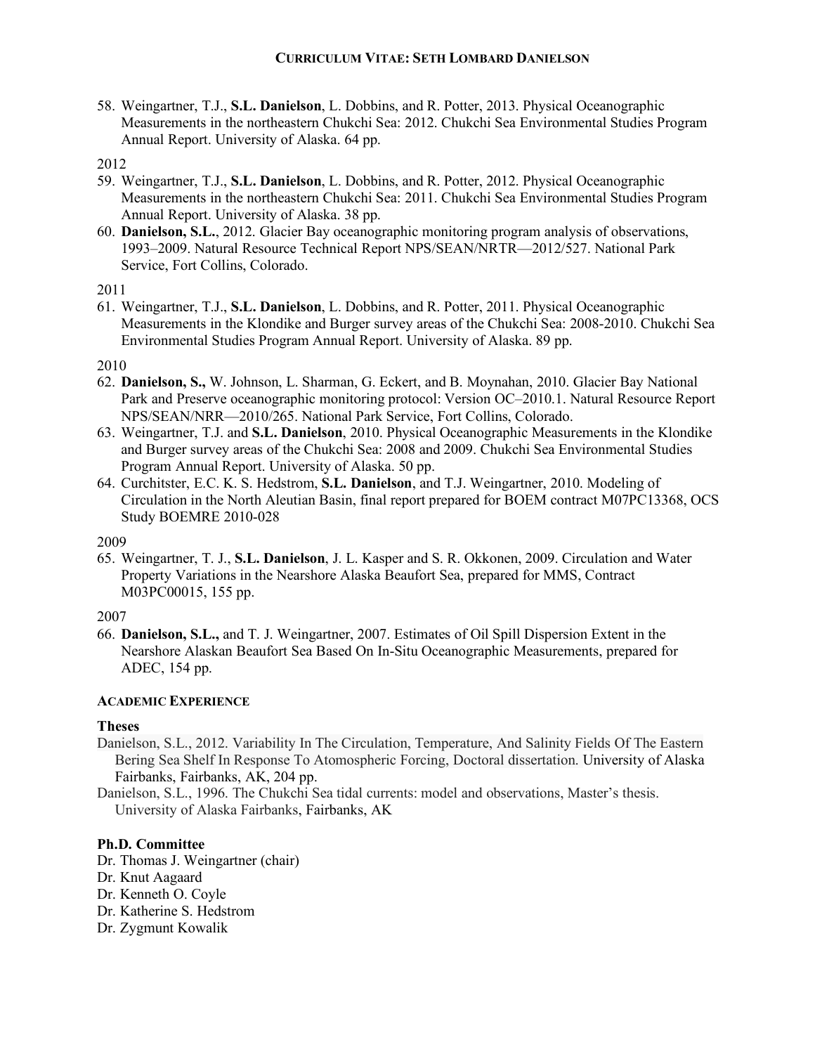58. Weingartner, T.J., **S.L. Danielson**, L. Dobbins, and R. Potter, 2013. Physical Oceanographic Measurements in the northeastern Chukchi Sea: 2012. Chukchi Sea Environmental Studies Program Annual Report. University of Alaska. 64 pp.

2012

59. Weingartner, T.J., **S.L. Danielson**, L. Dobbins, and R. Potter, 2012. Physical Oceanographic Measurements in the northeastern Chukchi Sea: 2011. Chukchi Sea Environmental Studies Program Annual Report. University of Alaska. 38 pp.
60. **Danielson, S.L.**, 2012. Glacier Bay oceanographic monitoring program analysis of observations, 1993–2009. Natural Resource Technical Report NPS/SEAN/NRTR—2012/527. National Park Service, Fort Collins, Colorado.

2011

61. Weingartner, T.J., **S.L. Danielson**, L. Dobbins, and R. Potter, 2011. Physical Oceanographic Measurements in the Klondike and Burger survey areas of the Chukchi Sea: 2008-2010. Chukchi Sea Environmental Studies Program Annual Report. University of Alaska. 89 pp.

2010

62. **Danielson, S.,** W. Johnson, L. Sharman, G. Eckert, and B. Moynahan, 2010. Glacier Bay National Park and Preserve oceanographic monitoring protocol: Version OC–2010.1. Natural Resource Report NPS/SEAN/NRR—2010/265. National Park Service, Fort Collins, Colorado.
63. Weingartner, T.J. and **S.L. Danielson**, 2010. Physical Oceanographic Measurements in the Klondike and Burger survey areas of the Chukchi Sea: 2008 and 2009. Chukchi Sea Environmental Studies Program Annual Report. University of Alaska. 50 pp.
64. Curchitster, E.C. K. S. Hedstrom, **S.L. Danielson**, and T.J. Weingartner, 2010. Modeling of Circulation in the North Aleutian Basin, final report prepared for BOEM contract M07PC13368, OCS Study BOEMRE 2010-028

2009

65. Weingartner, T. J., **S.L. Danielson**, J. L. Kasper and S. R. Okkonen, 2009. Circulation and Water Property Variations in the Nearshore Alaska Beaufort Sea, prepared for MMS, Contract M03PC00015, 155 pp.

2007

66. **Danielson, S.L.,** and T. J. Weingartner, 2007. Estimates of Oil Spill Dispersion Extent in the Nearshore Alaskan Beaufort Sea Based On In-Situ Oceanographic Measurements, prepared for ADEC, 154 pp.

## ACADEMIC EXPERIENCE

### Theses

Danielson, S.L., 2012. Variability In The Circulation, Temperature, And Salinity Fields Of The Eastern Bering Sea Shelf In Response To Atomospheric Forcing, Doctoral dissertation. University of Alaska Fairbanks, Fairbanks, AK, 204 pp.

Danielson, S.L., 1996. The Chukchi Sea tidal currents: model and observations, Master's thesis. University of Alaska Fairbanks, Fairbanks, AK

### Ph.D. Committee

Dr. Thomas J. Weingartner (chair)
Dr. Knut Aagaard
Dr. Kenneth O. Coyle
Dr. Katherine S. Hedstrom
Dr. Zygmunt Kowalik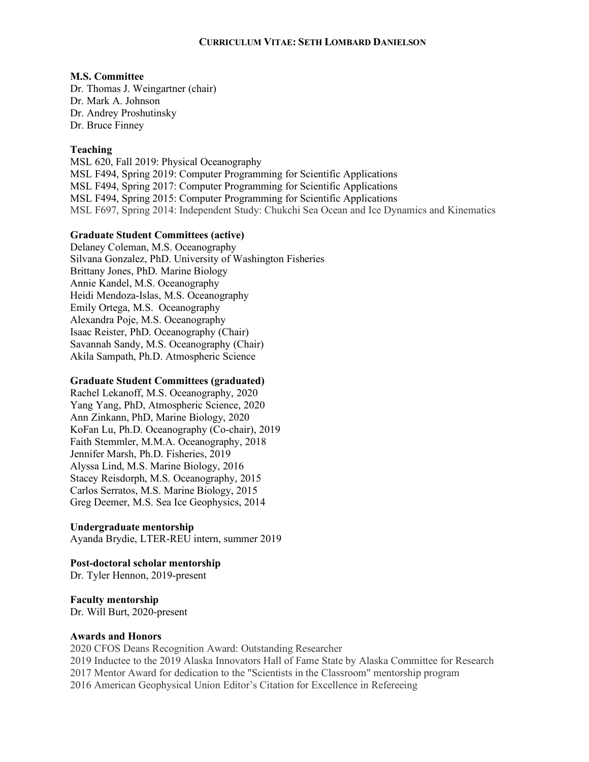### M.S. Committee

Dr. Thomas J. Weingartner (chair)
Dr. Mark A. Johnson
Dr. Andrey Proshutinsky
Dr. Bruce Finney

### Teaching

MSL 620, Fall 2019: Physical Oceanography
MSL F494, Spring 2019: Computer Programming for Scientific Applications
MSL F494, Spring 2017: Computer Programming for Scientific Applications
MSL F494, Spring 2015: Computer Programming for Scientific Applications
MSL F697, Spring 2014: Independent Study: Chukchi Sea Ocean and Ice Dynamics and Kinematics

### Graduate Student Committees (active)

Delaney Coleman, M.S. Oceanography
Silvana Gonzalez, PhD. University of Washington Fisheries
Brittany Jones, PhD. Marine Biology
Annie Kandel, M.S. Oceanography
Heidi Mendoza-Islas, M.S. Oceanography
Emily Ortega, M.S. Oceanography
Alexandra Poje, M.S. Oceanography
Isaac Reister, PhD. Oceanography (Chair)
Savannah Sandy, M.S. Oceanography (Chair)
Akila Sampath, Ph.D. Atmospheric Science

### Graduate Student Committees (graduated)

Rachel Lekanoff, M.S. Oceanography, 2020
Yang Yang, PhD, Atmospheric Science, 2020
Ann Zinkann, PhD, Marine Biology, 2020
KoFan Lu, Ph.D. Oceanography (Co-chair), 2019
Faith Stemmler, M.M.A. Oceanography, 2018
Jennifer Marsh, Ph.D. Fisheries, 2019
Alyssa Lind, M.S. Marine Biology, 2016
Stacey Reisdorph, M.S. Oceanography, 2015
Carlos Serratos, M.S. Marine Biology, 2015
Greg Deemer, M.S. Sea Ice Geophysics, 2014

### Undergraduate mentorship

Ayanda Brydie, LTER-REU intern, summer 2019

### Post-doctoral scholar mentorship

Dr. Tyler Hennon, 2019-present

### Faculty mentorship

Dr. Will Burt, 2020-present

### Awards and Honors

2020 CFOS Deans Recognition Award: Outstanding Researcher
2019 Inductee to the 2019 Alaska Innovators Hall of Fame State by Alaska Committee for Research
2017 Mentor Award for dedication to the "Scientists in the Classroom" mentorship program
2016 American Geophysical Union Editor's Citation for Excellence in Refereeing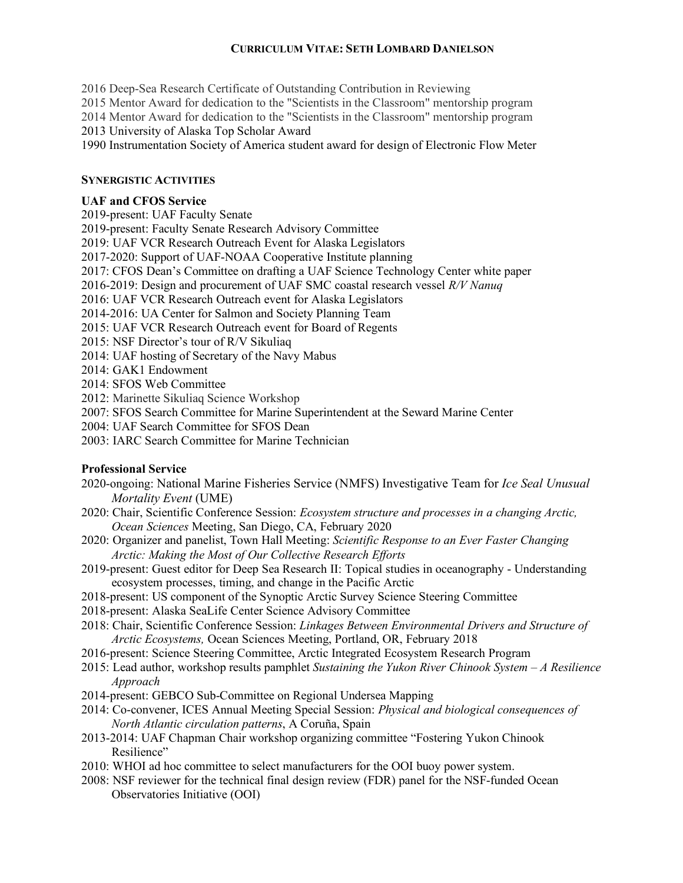2016 Deep-Sea Research Certificate of Outstanding Contribution in Reviewing
2015 Mentor Award for dedication to the "Scientists in the Classroom" mentorship program
2014 Mentor Award for dedication to the "Scientists in the Classroom" mentorship program
2013 University of Alaska Top Scholar Award
1990 Instrumentation Society of America student award for design of Electronic Flow Meter

## SYNERGISTIC ACTIVITIES

### UAF and CFOS Service

2019-present: UAF Faculty Senate
2019-present: Faculty Senate Research Advisory Committee
2019: UAF VCR Research Outreach Event for Alaska Legislators
2017-2020: Support of UAF-NOAA Cooperative Institute planning
2017: CFOS Dean's Committee on drafting a UAF Science Technology Center white paper
2016-2019: Design and procurement of UAF SMC coastal research vessel *R/V Nanuq*
2016: UAF VCR Research Outreach event for Alaska Legislators
2014-2016: UA Center for Salmon and Society Planning Team
2015: UAF VCR Research Outreach event for Board of Regents
2015: NSF Director's tour of R/V Sikuliaq
2014: UAF hosting of Secretary of the Navy Mabus
2014: GAK1 Endowment
2014: SFOS Web Committee
2012: Marinette Sikuliaq Science Workshop
2007: SFOS Search Committee for Marine Superintendent at the Seward Marine Center
2004: UAF Search Committee for SFOS Dean
2003: IARC Search Committee for Marine Technician

### Professional Service

2020-ongoing: National Marine Fisheries Service (NMFS) Investigative Team for *Ice Seal Unusual Mortality Event* (UME)
2020: Chair, Scientific Conference Session: *Ecosystem structure and processes in a changing Arctic, Ocean Sciences* Meeting, San Diego, CA, February 2020
2020: Organizer and panelist, Town Hall Meeting: *Scientific Response to an Ever Faster Changing Arctic: Making the Most of Our Collective Research Efforts*
2019-present: Guest editor for Deep Sea Research II: Topical studies in oceanography - Understanding ecosystem processes, timing, and change in the Pacific Arctic
2018-present: US component of the Synoptic Arctic Survey Science Steering Committee
2018-present: Alaska SeaLife Center Science Advisory Committee
2018: Chair, Scientific Conference Session: *Linkages Between Environmental Drivers and Structure of Arctic Ecosystems,* Ocean Sciences Meeting, Portland, OR, February 2018
2016-present: Science Steering Committee, Arctic Integrated Ecosystem Research Program
2015: Lead author, workshop results pamphlet *Sustaining the Yukon River Chinook System – A Resilience Approach*
2014-present: GEBCO Sub-Committee on Regional Undersea Mapping
2014: Co-convener, ICES Annual Meeting Special Session: *Physical and biological consequences of North Atlantic circulation patterns*, A Coruña, Spain
2013-2014: UAF Chapman Chair workshop organizing committee "Fostering Yukon Chinook Resilience"
2010: WHOI ad hoc committee to select manufacturers for the OOI buoy power system.
2008: NSF reviewer for the technical final design review (FDR) panel for the NSF-funded Ocean Observatories Initiative (OOI)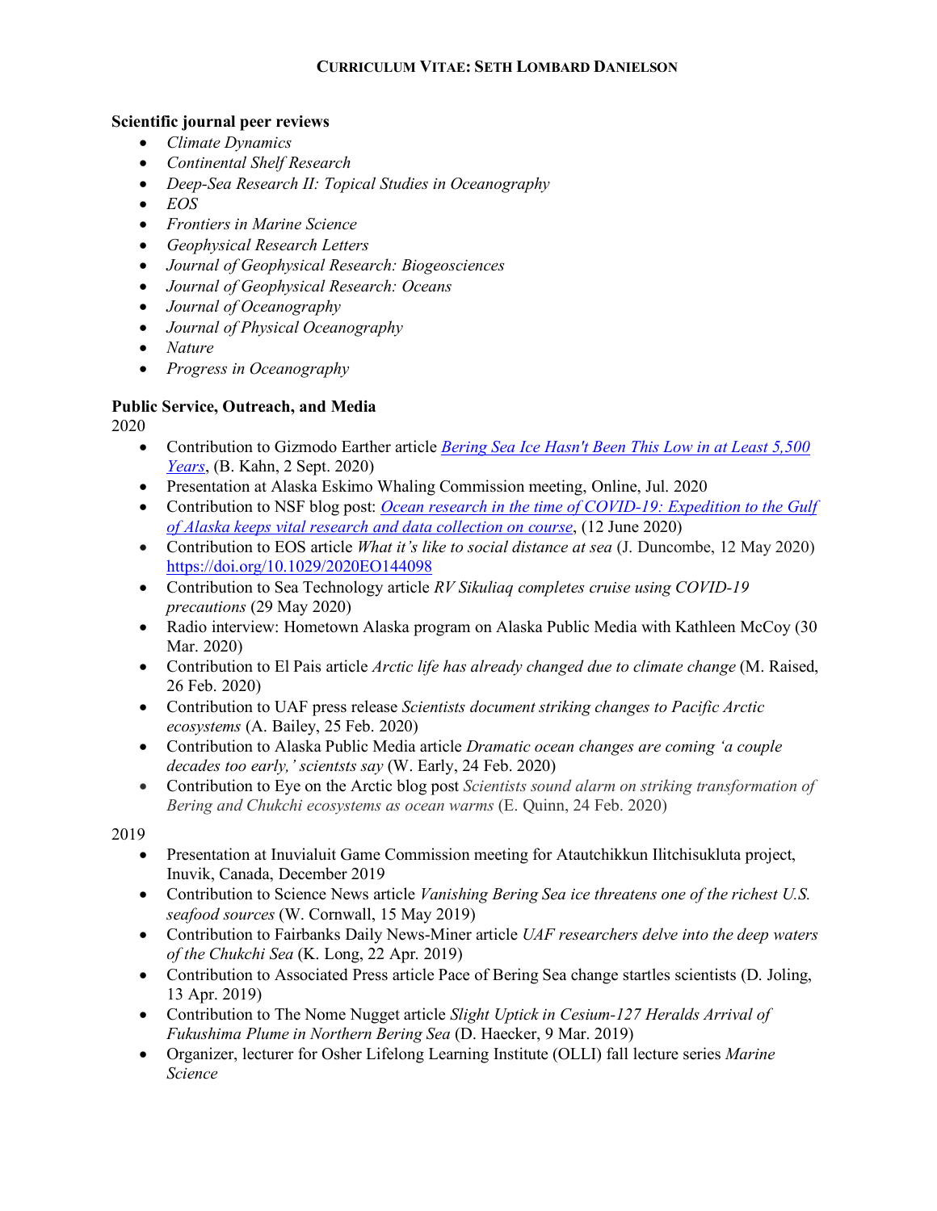### Scientific journal peer reviews

- *Climate Dynamics*
- *Continental Shelf Research*
- *Deep-Sea Research II: Topical Studies in Oceanography*
- *EOS*
- *Frontiers in Marine Science*
- *Geophysical Research Letters*
- *Journal of Geophysical Research: Biogeosciences*
- *Journal of Geophysical Research: Oceans*
- *Journal of Oceanography*
- *Journal of Physical Oceanography*
- *Nature*
- *Progress in Oceanography*

### Public Service, Outreach, and Media

2020

- Contribution to Gizmodo Earther article *Bering Sea Ice Hasn't Been This Low in at Least 5,500 Years*, (B. Kahn, 2 Sept. 2020)
- Presentation at Alaska Eskimo Whaling Commission meeting, Online, Jul. 2020
- Contribution to NSF blog post: *Ocean research in the time of COVID-19: Expedition to the Gulf of Alaska keeps vital research and data collection on course*, (12 June 2020)
- Contribution to EOS article *What it's like to social distance at sea* (J. Duncombe, 12 May 2020) https://doi.org/10.1029/2020EO144098
- Contribution to Sea Technology article *RV Sikuliaq completes cruise using COVID-19 precautions* (29 May 2020)
- Radio interview: Hometown Alaska program on Alaska Public Media with Kathleen McCoy (30 Mar. 2020)
- Contribution to El Pais article *Arctic life has already changed due to climate change* (M. Raised, 26 Feb. 2020)
- Contribution to UAF press release *Scientists document striking changes to Pacific Arctic ecosystems* (A. Bailey, 25 Feb. 2020)
- Contribution to Alaska Public Media article *Dramatic ocean changes are coming 'a couple decades too early,' scientsts say* (W. Early, 24 Feb. 2020)
- Contribution to Eye on the Arctic blog post *Scientists sound alarm on striking transformation of Bering and Chukchi ecosystems as ocean warms* (E. Quinn, 24 Feb. 2020)

2019

- Presentation at Inuvialuit Game Commission meeting for Atautchikkun Ilitchisukluta project, Inuvik, Canada, December 2019
- Contribution to Science News article *Vanishing Bering Sea ice threatens one of the richest U.S. seafood sources* (W. Cornwall, 15 May 2019)
- Contribution to Fairbanks Daily News-Miner article *UAF researchers delve into the deep waters of the Chukchi Sea* (K. Long, 22 Apr. 2019)
- Contribution to Associated Press article Pace of Bering Sea change startles scientists (D. Joling, 13 Apr. 2019)
- Contribution to The Nome Nugget article *Slight Uptick in Cesium-127 Heralds Arrival of Fukushima Plume in Northern Bering Sea* (D. Haecker, 9 Mar. 2019)
- Organizer, lecturer for Osher Lifelong Learning Institute (OLLI) fall lecture series *Marine Science*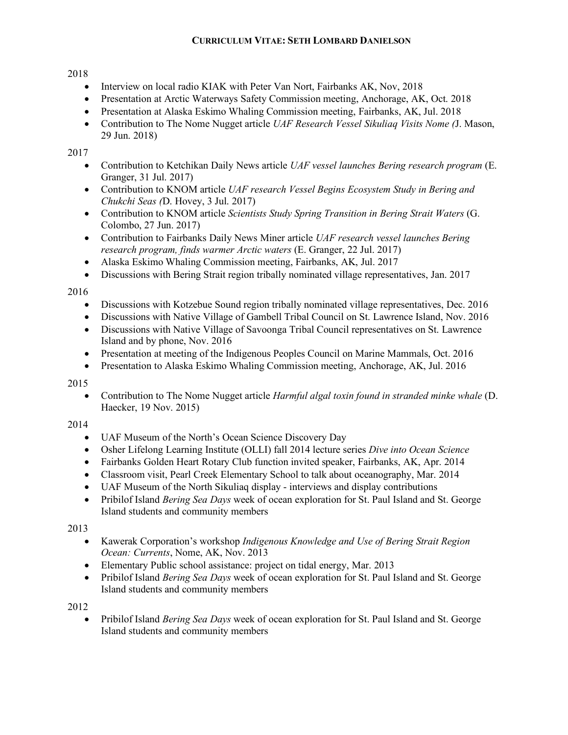2018

- Interview on local radio KIAK with Peter Van Nort, Fairbanks AK, Nov, 2018
- Presentation at Arctic Waterways Safety Commission meeting, Anchorage, AK, Oct. 2018
- Presentation at Alaska Eskimo Whaling Commission meeting, Fairbanks, AK, Jul. 2018
- Contribution to The Nome Nugget article *UAF Research Vessel Sikuliaq Visits Nome (*J. Mason, 29 Jun. 2018)

2017

- Contribution to Ketchikan Daily News article *UAF vessel launches Bering research program* (E. Granger, 31 Jul. 2017)
- Contribution to KNOM article *UAF research Vessel Begins Ecosystem Study in Bering and Chukchi Seas (*D. Hovey, 3 Jul. 2017)
- Contribution to KNOM article *Scientists Study Spring Transition in Bering Strait Waters* (G. Colombo, 27 Jun. 2017)
- Contribution to Fairbanks Daily News Miner article *UAF research vessel launches Bering research program, finds warmer Arctic waters* (E. Granger, 22 Jul. 2017)
- Alaska Eskimo Whaling Commission meeting, Fairbanks, AK, Jul. 2017
- Discussions with Bering Strait region tribally nominated village representatives, Jan. 2017

2016

- Discussions with Kotzebue Sound region tribally nominated village representatives, Dec. 2016
- Discussions with Native Village of Gambell Tribal Council on St. Lawrence Island, Nov. 2016
- Discussions with Native Village of Savoonga Tribal Council representatives on St. Lawrence Island and by phone, Nov. 2016
- Presentation at meeting of the Indigenous Peoples Council on Marine Mammals, Oct. 2016
- Presentation to Alaska Eskimo Whaling Commission meeting, Anchorage, AK, Jul. 2016

2015

- Contribution to The Nome Nugget article *Harmful algal toxin found in stranded minke whale* (D. Haecker, 19 Nov. 2015)

2014

- UAF Museum of the North's Ocean Science Discovery Day
- Osher Lifelong Learning Institute (OLLI) fall 2014 lecture series *Dive into Ocean Science*
- Fairbanks Golden Heart Rotary Club function invited speaker, Fairbanks, AK, Apr. 2014
- Classroom visit, Pearl Creek Elementary School to talk about oceanography, Mar. 2014
- UAF Museum of the North Sikuliaq display - interviews and display contributions
- Pribilof Island *Bering Sea Days* week of ocean exploration for St. Paul Island and St. George Island students and community members

2013

- Kawerak Corporation's workshop *Indigenous Knowledge and Use of Bering Strait Region Ocean: Currents*, Nome, AK, Nov. 2013
- Elementary Public school assistance: project on tidal energy, Mar. 2013
- Pribilof Island *Bering Sea Days* week of ocean exploration for St. Paul Island and St. George Island students and community members

2012

- Pribilof Island *Bering Sea Days* week of ocean exploration for St. Paul Island and St. George Island students and community members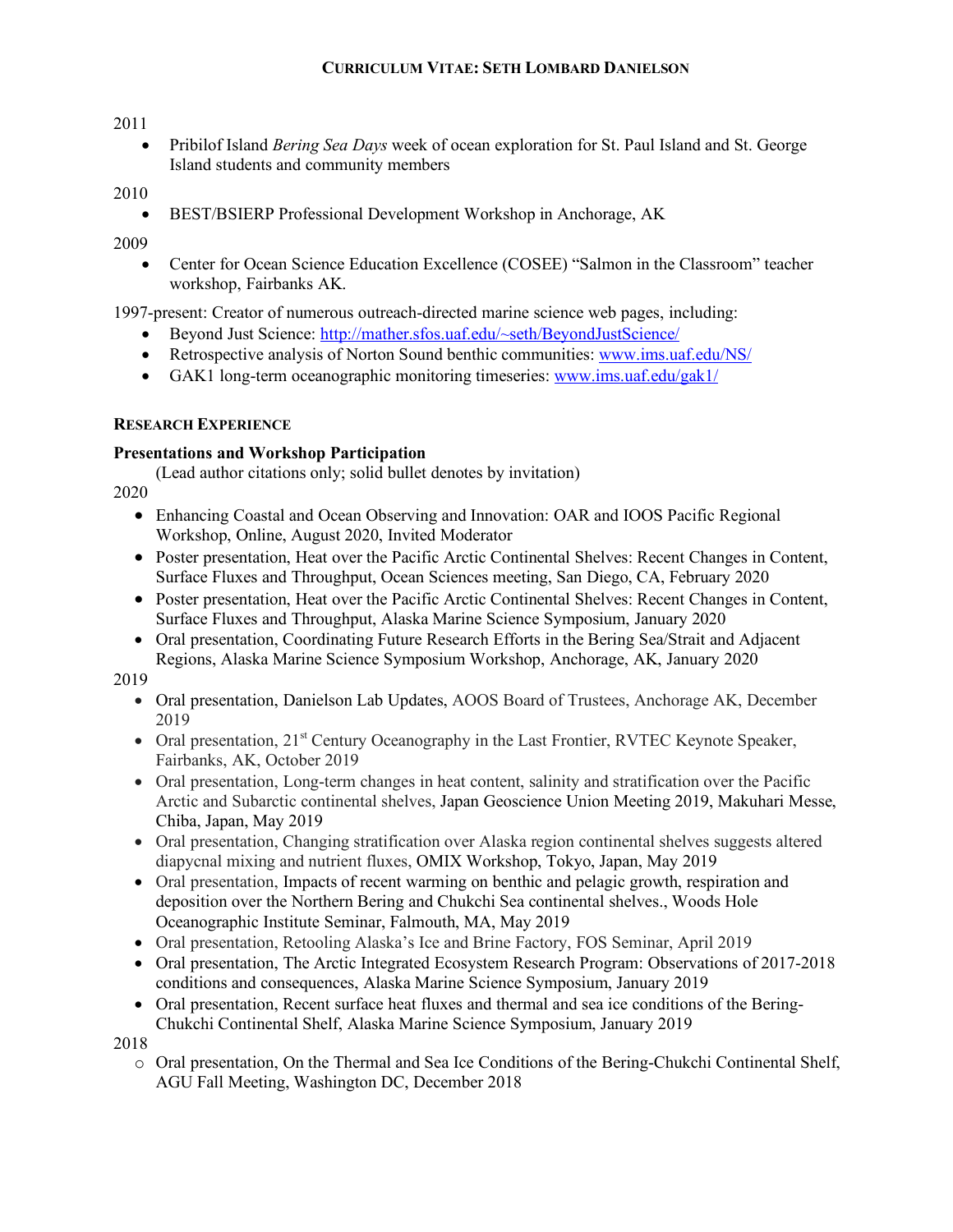2011

- Pribilof Island *Bering Sea Days* week of ocean exploration for St. Paul Island and St. George Island students and community members

2010

- BEST/BSIERP Professional Development Workshop in Anchorage, AK

2009

- Center for Ocean Science Education Excellence (COSEE) "Salmon in the Classroom" teacher workshop, Fairbanks AK.

1997-present: Creator of numerous outreach-directed marine science web pages, including:

- Beyond Just Science: http://mather.sfos.uaf.edu/~seth/BeyondJustScience/
- Retrospective analysis of Norton Sound benthic communities: www.ims.uaf.edu/NS/
- GAK1 long-term oceanographic monitoring timeseries: www.ims.uaf.edu/gak1/

## RESEARCH EXPERIENCE

### Presentations and Workshop Participation

(Lead author citations only; solid bullet denotes by invitation)

2020

- ● Enhancing Coastal and Ocean Observing and Innovation: OAR and IOOS Pacific Regional Workshop, Online, August 2020, Invited Moderator
- ● Poster presentation, Heat over the Pacific Arctic Continental Shelves: Recent Changes in Content, Surface Fluxes and Throughput, Ocean Sciences meeting, San Diego, CA, February 2020
- ● Poster presentation, Heat over the Pacific Arctic Continental Shelves: Recent Changes in Content, Surface Fluxes and Throughput, Alaska Marine Science Symposium, January 2020
- ● Oral presentation, Coordinating Future Research Efforts in the Bering Sea/Strait and Adjacent Regions, Alaska Marine Science Symposium Workshop, Anchorage, AK, January 2020

2019

- ● Oral presentation, Danielson Lab Updates, AOOS Board of Trustees, Anchorage AK, December 2019
- ● Oral presentation, 21st Century Oceanography in the Last Frontier, RVTEC Keynote Speaker, Fairbanks, AK, October 2019
- ● Oral presentation, Long-term changes in heat content, salinity and stratification over the Pacific Arctic and Subarctic continental shelves, Japan Geoscience Union Meeting 2019, Makuhari Messe, Chiba, Japan, May 2019
- ● Oral presentation, Changing stratification over Alaska region continental shelves suggests altered diapycnal mixing and nutrient fluxes, OMIX Workshop, Tokyo, Japan, May 2019
- ● Oral presentation, Impacts of recent warming on benthic and pelagic growth, respiration and deposition over the Northern Bering and Chukchi Sea continental shelves., Woods Hole Oceanographic Institute Seminar, Falmouth, MA, May 2019
- ● Oral presentation, Retooling Alaska's Ice and Brine Factory, FOS Seminar, April 2019
- ● Oral presentation, The Arctic Integrated Ecosystem Research Program: Observations of 2017-2018 conditions and consequences, Alaska Marine Science Symposium, January 2019
- ● Oral presentation, Recent surface heat fluxes and thermal and sea ice conditions of the Bering-Chukchi Continental Shelf, Alaska Marine Science Symposium, January 2019

2018

- ○ Oral presentation, On the Thermal and Sea Ice Conditions of the Bering-Chukchi Continental Shelf, AGU Fall Meeting, Washington DC, December 2018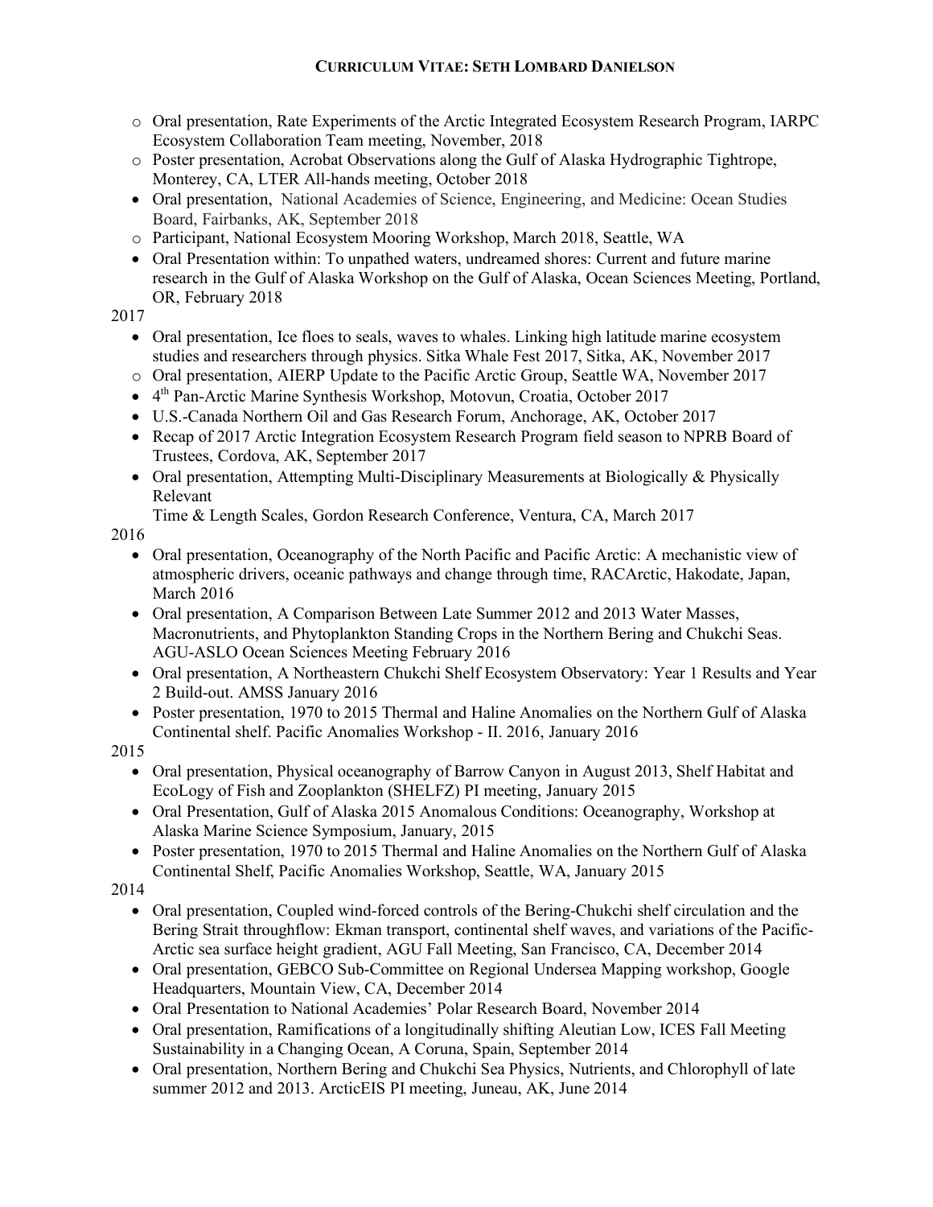- Oral presentation, Rate Experiments of the Arctic Integrated Ecosystem Research Program, IARPC Ecosystem Collaboration Team meeting, November, 2018
- Poster presentation, Acrobat Observations along the Gulf of Alaska Hydrographic Tightrope, Monterey, CA, LTER All-hands meeting, October 2018
- Oral presentation, National Academies of Science, Engineering, and Medicine: Ocean Studies Board, Fairbanks, AK, September 2018
- Participant, National Ecosystem Mooring Workshop, March 2018, Seattle, WA
- Oral Presentation within: To unpathed waters, undreamed shores: Current and future marine research in the Gulf of Alaska Workshop on the Gulf of Alaska, Ocean Sciences Meeting, Portland, OR, February 2018

2017

- Oral presentation, Ice floes to seals, waves to whales. Linking high latitude marine ecosystem studies and researchers through physics. Sitka Whale Fest 2017, Sitka, AK, November 2017
- Oral presentation, AIERP Update to the Pacific Arctic Group, Seattle WA, November 2017
- 4th Pan-Arctic Marine Synthesis Workshop, Motovun, Croatia, October 2017
- U.S.-Canada Northern Oil and Gas Research Forum, Anchorage, AK, October 2017
- Recap of 2017 Arctic Integration Ecosystem Research Program field season to NPRB Board of Trustees, Cordova, AK, September 2017
- Oral presentation, Attempting Multi-Disciplinary Measurements at Biologically & Physically Relevant Time & Length Scales, Gordon Research Conference, Ventura, CA, March 2017

2016

- Oral presentation, Oceanography of the North Pacific and Pacific Arctic: A mechanistic view of atmospheric drivers, oceanic pathways and change through time, RACArctic, Hakodate, Japan, March 2016
- Oral presentation, A Comparison Between Late Summer 2012 and 2013 Water Masses, Macronutrients, and Phytoplankton Standing Crops in the Northern Bering and Chukchi Seas. AGU-ASLO Ocean Sciences Meeting February 2016
- Oral presentation, A Northeastern Chukchi Shelf Ecosystem Observatory: Year 1 Results and Year 2 Build-out. AMSS January 2016
- Poster presentation, 1970 to 2015 Thermal and Haline Anomalies on the Northern Gulf of Alaska Continental shelf. Pacific Anomalies Workshop - II. 2016, January 2016

2015

- Oral presentation, Physical oceanography of Barrow Canyon in August 2013, Shelf Habitat and EcoLogy of Fish and Zooplankton (SHELFZ) PI meeting, January 2015
- Oral Presentation, Gulf of Alaska 2015 Anomalous Conditions: Oceanography, Workshop at Alaska Marine Science Symposium, January, 2015
- Poster presentation, 1970 to 2015 Thermal and Haline Anomalies on the Northern Gulf of Alaska Continental Shelf, Pacific Anomalies Workshop, Seattle, WA, January 2015

2014

- Oral presentation, Coupled wind-forced controls of the Bering-Chukchi shelf circulation and the Bering Strait throughflow: Ekman transport, continental shelf waves, and variations of the Pacific-Arctic sea surface height gradient, AGU Fall Meeting, San Francisco, CA, December 2014
- Oral presentation, GEBCO Sub-Committee on Regional Undersea Mapping workshop, Google Headquarters, Mountain View, CA, December 2014
- Oral Presentation to National Academies' Polar Research Board, November 2014
- Oral presentation, Ramifications of a longitudinally shifting Aleutian Low, ICES Fall Meeting Sustainability in a Changing Ocean, A Coruna, Spain, September 2014
- Oral presentation, Northern Bering and Chukchi Sea Physics, Nutrients, and Chlorophyll of late summer 2012 and 2013. ArcticEIS PI meeting, Juneau, AK, June 2014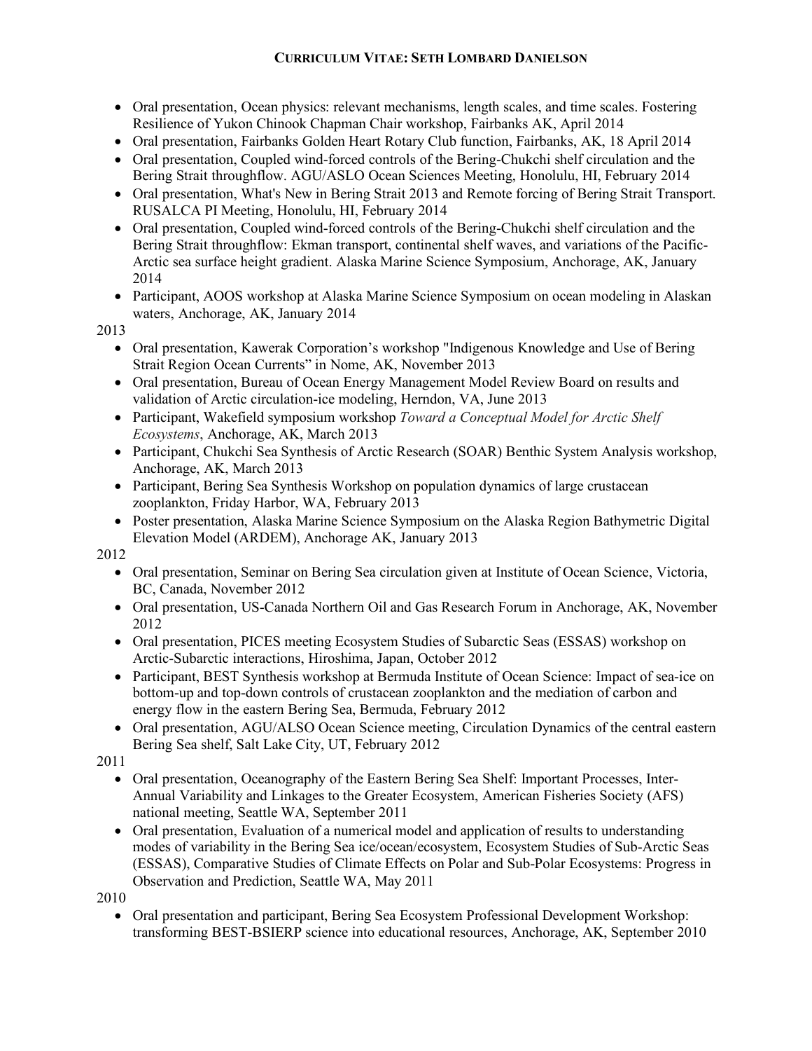- Oral presentation, Ocean physics: relevant mechanisms, length scales, and time scales. Fostering Resilience of Yukon Chinook Chapman Chair workshop, Fairbanks AK, April 2014
- Oral presentation, Fairbanks Golden Heart Rotary Club function, Fairbanks, AK, 18 April 2014
- Oral presentation, Coupled wind-forced controls of the Bering-Chukchi shelf circulation and the Bering Strait throughflow. AGU/ASLO Ocean Sciences Meeting, Honolulu, HI, February 2014
- Oral presentation, What's New in Bering Strait 2013 and Remote forcing of Bering Strait Transport. RUSALCA PI Meeting, Honolulu, HI, February 2014
- Oral presentation, Coupled wind-forced controls of the Bering-Chukchi shelf circulation and the Bering Strait throughflow: Ekman transport, continental shelf waves, and variations of the Pacific-Arctic sea surface height gradient. Alaska Marine Science Symposium, Anchorage, AK, January 2014
- Participant, AOOS workshop at Alaska Marine Science Symposium on ocean modeling in Alaskan waters, Anchorage, AK, January 2014

2013

- Oral presentation, Kawerak Corporation's workshop "Indigenous Knowledge and Use of Bering Strait Region Ocean Currents" in Nome, AK, November 2013
- Oral presentation, Bureau of Ocean Energy Management Model Review Board on results and validation of Arctic circulation-ice modeling, Herndon, VA, June 2013
- Participant, Wakefield symposium workshop *Toward a Conceptual Model for Arctic Shelf Ecosystems*, Anchorage, AK, March 2013
- Participant, Chukchi Sea Synthesis of Arctic Research (SOAR) Benthic System Analysis workshop, Anchorage, AK, March 2013
- Participant, Bering Sea Synthesis Workshop on population dynamics of large crustacean zooplankton, Friday Harbor, WA, February 2013
- Poster presentation, Alaska Marine Science Symposium on the Alaska Region Bathymetric Digital Elevation Model (ARDEM), Anchorage AK, January 2013

2012

- Oral presentation, Seminar on Bering Sea circulation given at Institute of Ocean Science, Victoria, BC, Canada, November 2012
- Oral presentation, US-Canada Northern Oil and Gas Research Forum in Anchorage, AK, November 2012
- Oral presentation, PICES meeting Ecosystem Studies of Subarctic Seas (ESSAS) workshop on Arctic-Subarctic interactions, Hiroshima, Japan, October 2012
- Participant, BEST Synthesis workshop at Bermuda Institute of Ocean Science: Impact of sea-ice on bottom-up and top-down controls of crustacean zooplankton and the mediation of carbon and energy flow in the eastern Bering Sea, Bermuda, February 2012
- Oral presentation, AGU/ALSO Ocean Science meeting, Circulation Dynamics of the central eastern Bering Sea shelf, Salt Lake City, UT, February 2012

2011

- Oral presentation, Oceanography of the Eastern Bering Sea Shelf: Important Processes, Inter-Annual Variability and Linkages to the Greater Ecosystem, American Fisheries Society (AFS) national meeting, Seattle WA, September 2011
- Oral presentation, Evaluation of a numerical model and application of results to understanding modes of variability in the Bering Sea ice/ocean/ecosystem, Ecosystem Studies of Sub-Arctic Seas (ESSAS), Comparative Studies of Climate Effects on Polar and Sub-Polar Ecosystems: Progress in Observation and Prediction, Seattle WA, May 2011

2010

- Oral presentation and participant, Bering Sea Ecosystem Professional Development Workshop: transforming BEST-BSIERP science into educational resources, Anchorage, AK, September 2010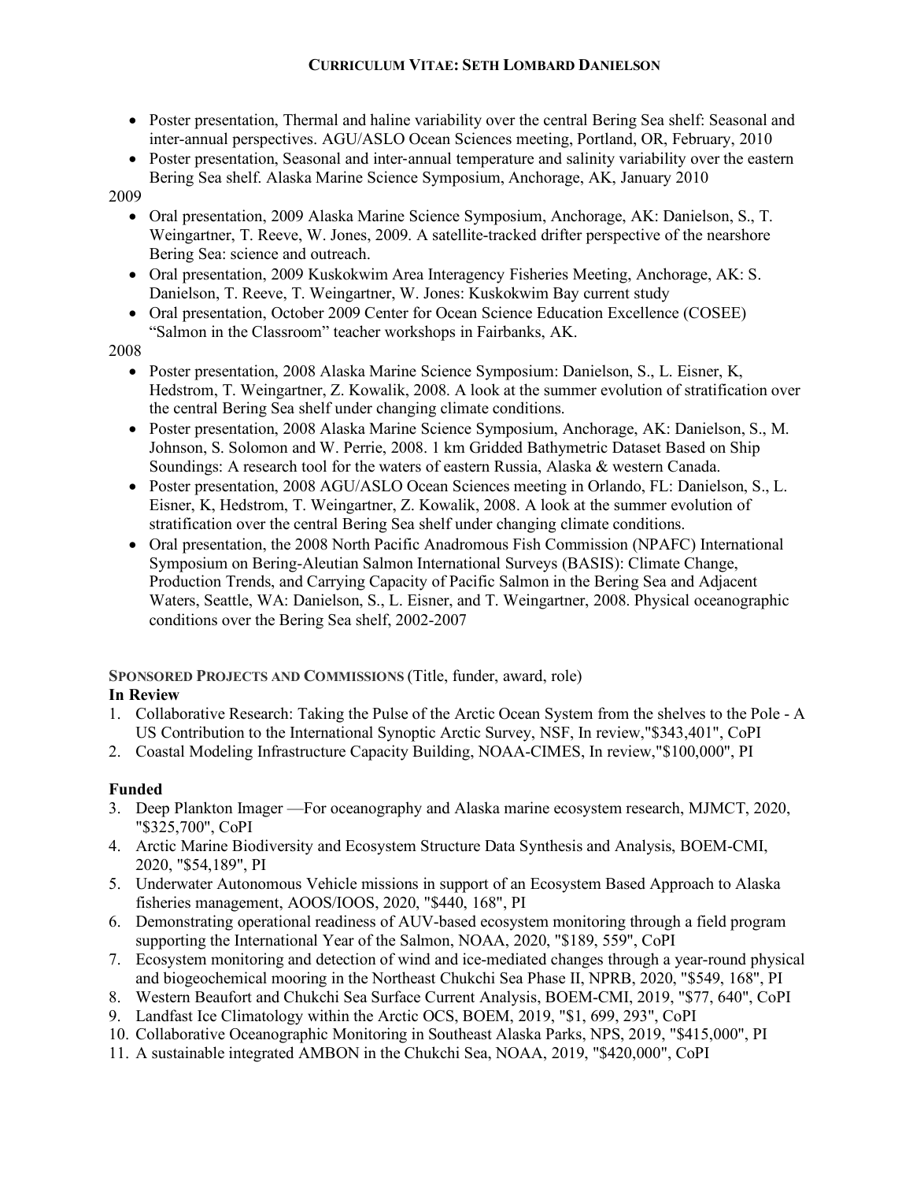- Poster presentation, Thermal and haline variability over the central Bering Sea shelf: Seasonal and inter-annual perspectives. AGU/ASLO Ocean Sciences meeting, Portland, OR, February, 2010
- Poster presentation, Seasonal and inter-annual temperature and salinity variability over the eastern Bering Sea shelf. Alaska Marine Science Symposium, Anchorage, AK, January 2010

2009

- Oral presentation, 2009 Alaska Marine Science Symposium, Anchorage, AK: Danielson, S., T. Weingartner, T. Reeve, W. Jones, 2009. A satellite-tracked drifter perspective of the nearshore Bering Sea: science and outreach.
- Oral presentation, 2009 Kuskokwim Area Interagency Fisheries Meeting, Anchorage, AK: S. Danielson, T. Reeve, T. Weingartner, W. Jones: Kuskokwim Bay current study
- Oral presentation, October 2009 Center for Ocean Science Education Excellence (COSEE) "Salmon in the Classroom" teacher workshops in Fairbanks, AK.

2008

- Poster presentation, 2008 Alaska Marine Science Symposium: Danielson, S., L. Eisner, K, Hedstrom, T. Weingartner, Z. Kowalik, 2008. A look at the summer evolution of stratification over the central Bering Sea shelf under changing climate conditions.
- Poster presentation, 2008 Alaska Marine Science Symposium, Anchorage, AK: Danielson, S., M. Johnson, S. Solomon and W. Perrie, 2008. 1 km Gridded Bathymetric Dataset Based on Ship Soundings: A research tool for the waters of eastern Russia, Alaska & western Canada.
- Poster presentation, 2008 AGU/ASLO Ocean Sciences meeting in Orlando, FL: Danielson, S., L. Eisner, K, Hedstrom, T. Weingartner, Z. Kowalik, 2008. A look at the summer evolution of stratification over the central Bering Sea shelf under changing climate conditions.
- Oral presentation, the 2008 North Pacific Anadromous Fish Commission (NPAFC) International Symposium on Bering-Aleutian Salmon International Surveys (BASIS): Climate Change, Production Trends, and Carrying Capacity of Pacific Salmon in the Bering Sea and Adjacent Waters, Seattle, WA: Danielson, S., L. Eisner, and T. Weingartner, 2008. Physical oceanographic conditions over the Bering Sea shelf, 2002-2007

## SPONSORED PROJECTS AND COMMISSIONS (Title, funder, award, role)

### In Review

1. Collaborative Research: Taking the Pulse of the Arctic Ocean System from the shelves to the Pole - A US Contribution to the International Synoptic Arctic Survey, NSF, In review,"$343,401", CoPI
2. Coastal Modeling Infrastructure Capacity Building, NOAA-CIMES, In review,"$100,000", PI

### Funded

3. Deep Plankton Imager —For oceanography and Alaska marine ecosystem research, MJMCT, 2020, "$325,700", CoPI
4. Arctic Marine Biodiversity and Ecosystem Structure Data Synthesis and Analysis, BOEM-CMI, 2020, "$54,189", PI
5. Underwater Autonomous Vehicle missions in support of an Ecosystem Based Approach to Alaska fisheries management, AOOS/IOOS, 2020, "$440, 168", PI
6. Demonstrating operational readiness of AUV-based ecosystem monitoring through a field program supporting the International Year of the Salmon, NOAA, 2020, "$189, 559", CoPI
7. Ecosystem monitoring and detection of wind and ice-mediated changes through a year-round physical and biogeochemical mooring in the Northeast Chukchi Sea Phase II, NPRB, 2020, "$549, 168", PI
8. Western Beaufort and Chukchi Sea Surface Current Analysis, BOEM-CMI, 2019, "$77, 640", CoPI
9. Landfast Ice Climatology within the Arctic OCS, BOEM, 2019, "$1, 699, 293", CoPI
10. Collaborative Oceanographic Monitoring in Southeast Alaska Parks, NPS, 2019, "$415,000", PI
11. A sustainable integrated AMBON in the Chukchi Sea, NOAA, 2019, "$420,000", CoPI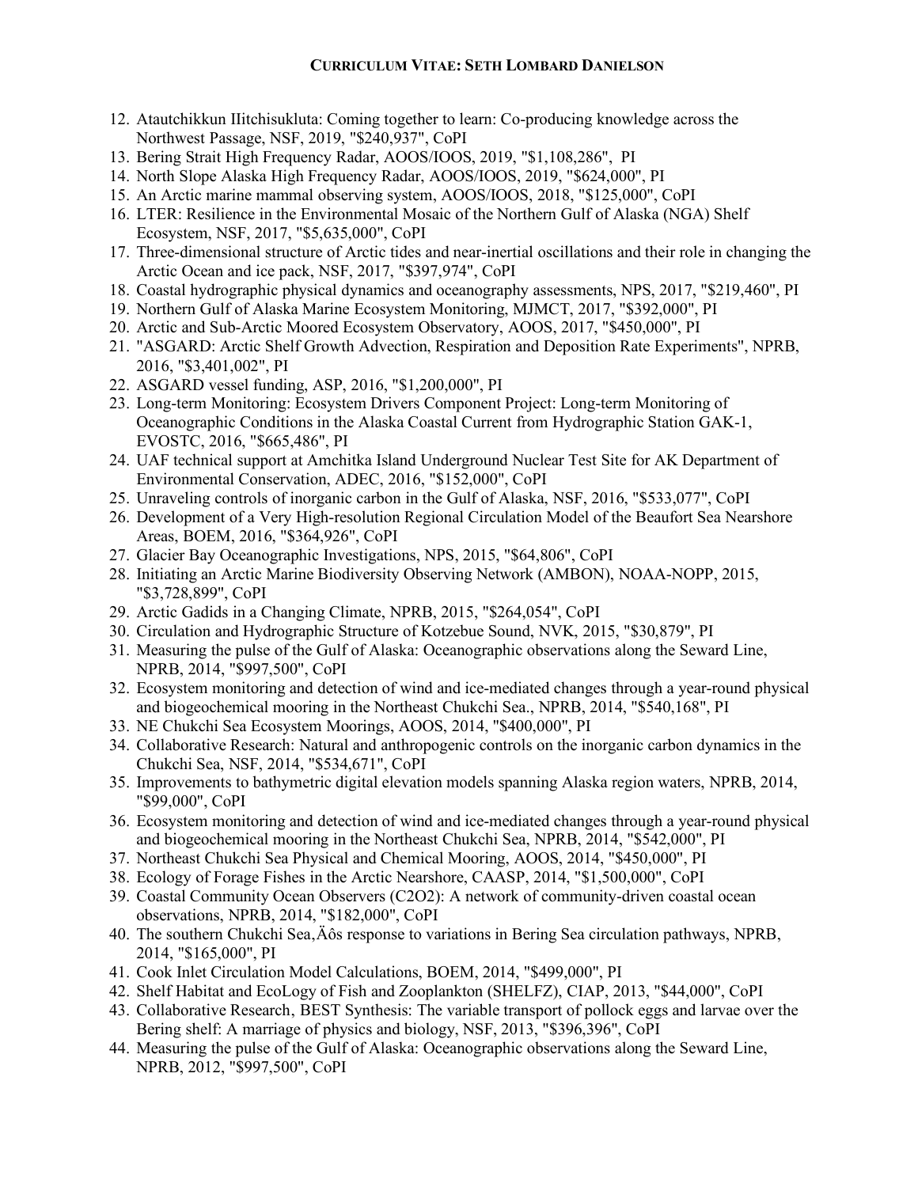12. Atautchikkun Iitchisukluta: Coming together to learn: Co-producing knowledge across the Northwest Passage, NSF, 2019, "$240,937", CoPI
13. Bering Strait High Frequency Radar, AOOS/IOOS, 2019, "$1,108,286", PI
14. North Slope Alaska High Frequency Radar, AOOS/IOOS, 2019, "$624,000", PI
15. An Arctic marine mammal observing system, AOOS/IOOS, 2018, "$125,000", CoPI
16. LTER: Resilience in the Environmental Mosaic of the Northern Gulf of Alaska (NGA) Shelf Ecosystem, NSF, 2017, "$5,635,000", CoPI
17. Three-dimensional structure of Arctic tides and near-inertial oscillations and their role in changing the Arctic Ocean and ice pack, NSF, 2017, "$397,974", CoPI
18. Coastal hydrographic physical dynamics and oceanography assessments, NPS, 2017, "$219,460", PI
19. Northern Gulf of Alaska Marine Ecosystem Monitoring, MJMCT, 2017, "$392,000", PI
20. Arctic and Sub-Arctic Moored Ecosystem Observatory, AOOS, 2017, "$450,000", PI
21. "ASGARD: Arctic Shelf Growth Advection, Respiration and Deposition Rate Experiments", NPRB, 2016, "$3,401,002", PI
22. ASGARD vessel funding, ASP, 2016, "$1,200,000", PI
23. Long-term Monitoring: Ecosystem Drivers Component Project: Long-term Monitoring of Oceanographic Conditions in the Alaska Coastal Current from Hydrographic Station GAK-1, EVOSTC, 2016, "$665,486", PI
24. UAF technical support at Amchitka Island Underground Nuclear Test Site for AK Department of Environmental Conservation, ADEC, 2016, "$152,000", CoPI
25. Unraveling controls of inorganic carbon in the Gulf of Alaska, NSF, 2016, "$533,077", CoPI
26. Development of a Very High-resolution Regional Circulation Model of the Beaufort Sea Nearshore Areas, BOEM, 2016, "$364,926", CoPI
27. Glacier Bay Oceanographic Investigations, NPS, 2015, "$64,806", CoPI
28. Initiating an Arctic Marine Biodiversity Observing Network (AMBON), NOAA-NOPP, 2015, "$3,728,899", CoPI
29. Arctic Gadids in a Changing Climate, NPRB, 2015, "$264,054", CoPI
30. Circulation and Hydrographic Structure of Kotzebue Sound, NVK, 2015, "$30,879", PI
31. Measuring the pulse of the Gulf of Alaska: Oceanographic observations along the Seward Line, NPRB, 2014, "$997,500", CoPI
32. Ecosystem monitoring and detection of wind and ice-mediated changes through a year-round physical and biogeochemical mooring in the Northeast Chukchi Sea., NPRB, 2014, "$540,168", PI
33. NE Chukchi Sea Ecosystem Moorings, AOOS, 2014, "$400,000", PI
34. Collaborative Research: Natural and anthropogenic controls on the inorganic carbon dynamics in the Chukchi Sea, NSF, 2014, "$534,671", CoPI
35. Improvements to bathymetric digital elevation models spanning Alaska region waters, NPRB, 2014, "$99,000", CoPI
36. Ecosystem monitoring and detection of wind and ice-mediated changes through a year-round physical and biogeochemical mooring in the Northeast Chukchi Sea, NPRB, 2014, "$542,000", PI
37. Northeast Chukchi Sea Physical and Chemical Mooring, AOOS, 2014, "$450,000", PI
38. Ecology of Forage Fishes in the Arctic Nearshore, CAASP, 2014, "$1,500,000", CoPI
39. Coastal Community Ocean Observers (C2O2): A network of community-driven coastal ocean observations, NPRB, 2014, "$182,000", CoPI
40. The southern Chukchi Sea‚Äôs response to variations in Bering Sea circulation pathways, NPRB, 2014, "$165,000", PI
41. Cook Inlet Circulation Model Calculations, BOEM, 2014, "$499,000", PI
42. Shelf Habitat and EcoLogy of Fish and Zooplankton (SHELFZ), CIAP, 2013, "$44,000", CoPI
43. Collaborative Research, BEST Synthesis: The variable transport of pollock eggs and larvae over the Bering shelf: A marriage of physics and biology, NSF, 2013, "$396,396", CoPI
44. Measuring the pulse of the Gulf of Alaska: Oceanographic observations along the Seward Line, NPRB, 2012, "$997,500", CoPI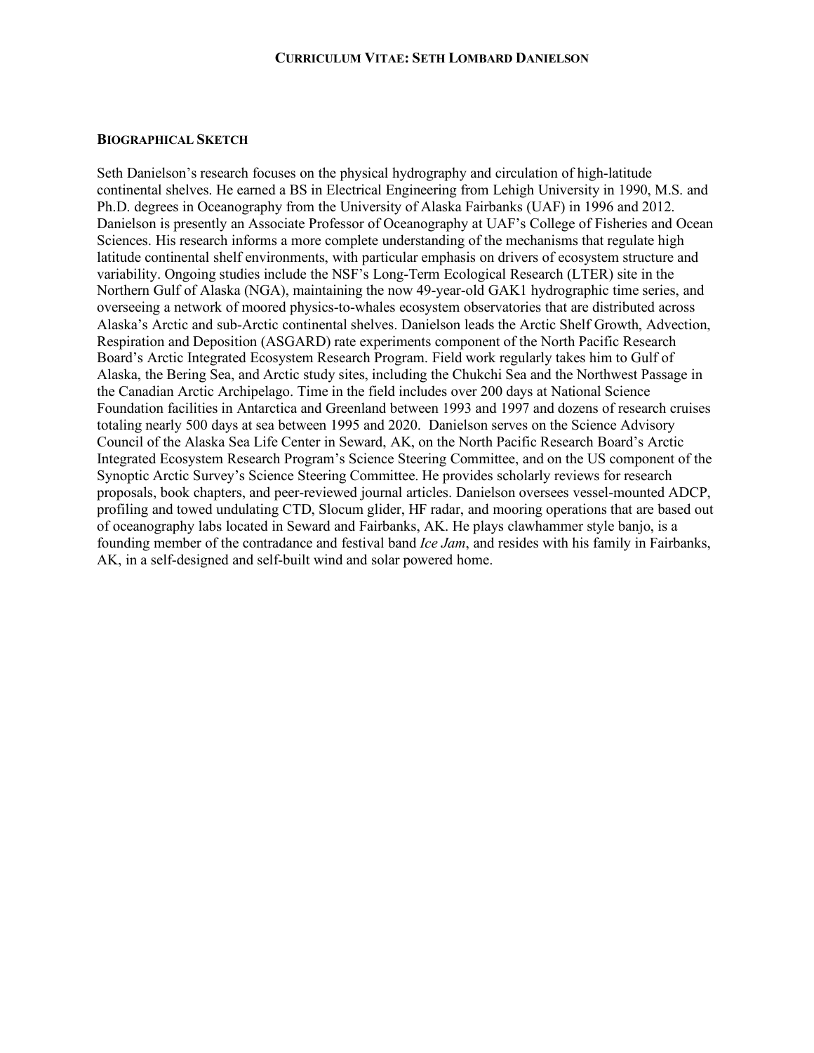## Biographical Sketch

Seth Danielson's research focuses on the physical hydrography and circulation of high-latitude continental shelves. He earned a BS in Electrical Engineering from Lehigh University in 1990, M.S. and Ph.D. degrees in Oceanography from the University of Alaska Fairbanks (UAF) in 1996 and 2012. Danielson is presently an Associate Professor of Oceanography at UAF's College of Fisheries and Ocean Sciences. His research informs a more complete understanding of the mechanisms that regulate high latitude continental shelf environments, with particular emphasis on drivers of ecosystem structure and variability. Ongoing studies include the NSF's Long-Term Ecological Research (LTER) site in the Northern Gulf of Alaska (NGA), maintaining the now 49-year-old GAK1 hydrographic time series, and overseeing a network of moored physics-to-whales ecosystem observatories that are distributed across Alaska's Arctic and sub-Arctic continental shelves. Danielson leads the Arctic Shelf Growth, Advection, Respiration and Deposition (ASGARD) rate experiments component of the North Pacific Research Board's Arctic Integrated Ecosystem Research Program. Field work regularly takes him to Gulf of Alaska, the Bering Sea, and Arctic study sites, including the Chukchi Sea and the Northwest Passage in the Canadian Arctic Archipelago. Time in the field includes over 200 days at National Science Foundation facilities in Antarctica and Greenland between 1993 and 1997 and dozens of research cruises totaling nearly 500 days at sea between 1995 and 2020. Danielson serves on the Science Advisory Council of the Alaska Sea Life Center in Seward, AK, on the North Pacific Research Board's Arctic Integrated Ecosystem Research Program's Science Steering Committee, and on the US component of the Synoptic Arctic Survey's Science Steering Committee. He provides scholarly reviews for research proposals, book chapters, and peer-reviewed journal articles. Danielson oversees vessel-mounted ADCP, profiling and towed undulating CTD, Slocum glider, HF radar, and mooring operations that are based out of oceanography labs located in Seward and Fairbanks, AK. He plays clawhammer style banjo, is a founding member of the contradance and festival band *Ice Jam*, and resides with his family in Fairbanks, AK, in a self-designed and self-built wind and solar powered home.